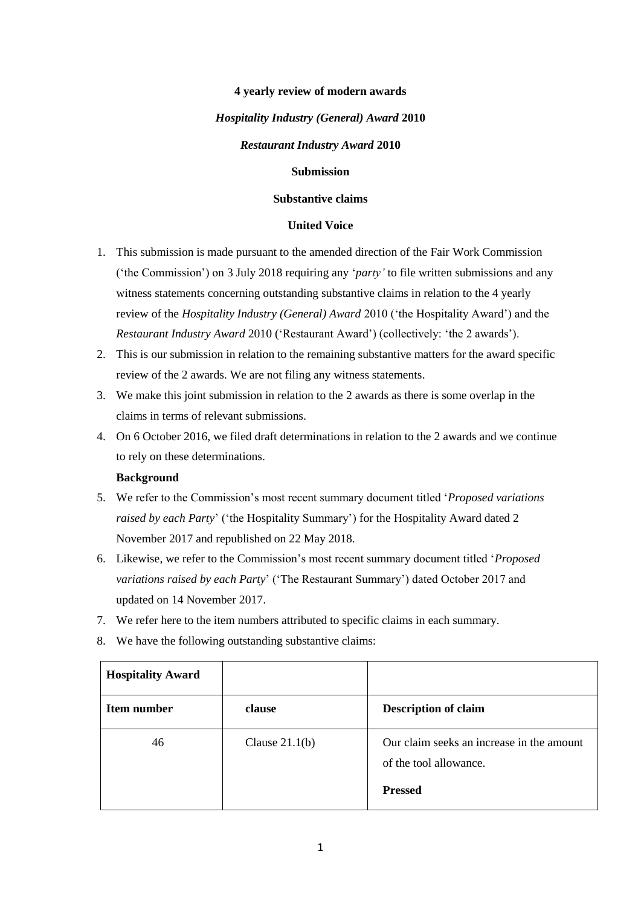**4 yearly review of modern awards**

***Hospitality Industry (General) Award* 2010**

***Restaurant Industry Award* 2010**

**Submission**

**Substantive claims**

**United Voice**

1. This submission is made pursuant to the amended direction of the Fair Work Commission ('the Commission') on 3 July 2018 requiring any '*party'* to file written submissions and any witness statements concerning outstanding substantive claims in relation to the 4 yearly review of the *Hospitality Industry (General) Award* 2010 ('the Hospitality Award') and the *Restaurant Industry Award* 2010 ('Restaurant Award') (collectively: 'the 2 awards').
2. This is our submission in relation to the remaining substantive matters for the award specific review of the 2 awards. We are not filing any witness statements.
3. We make this joint submission in relation to the 2 awards as there is some overlap in the claims in terms of relevant submissions.
4. On 6 October 2016, we filed draft determinations in relation to the 2 awards and we continue to rely on these determinations.

**Background**

5. We refer to the Commission's most recent summary document titled '*Proposed variations raised by each Party*' ('the Hospitality Summary') for the Hospitality Award dated 2 November 2017 and republished on 22 May 2018.
6. Likewise, we refer to the Commission's most recent summary document titled '*Proposed variations raised by each Party*' ('The Restaurant Summary') dated October 2017 and updated on 14 November 2017.
7. We refer here to the item numbers attributed to specific claims in each summary.
8. We have the following outstanding substantive claims:

| **Hospitality Award** | | |
|---|---|---|
| **Item number** | **clause** | **Description of claim** |
| 46 | Clause 21.1(b) | Our claim seeks an increase in the amount of the tool allowance.<br><br>**Pressed** |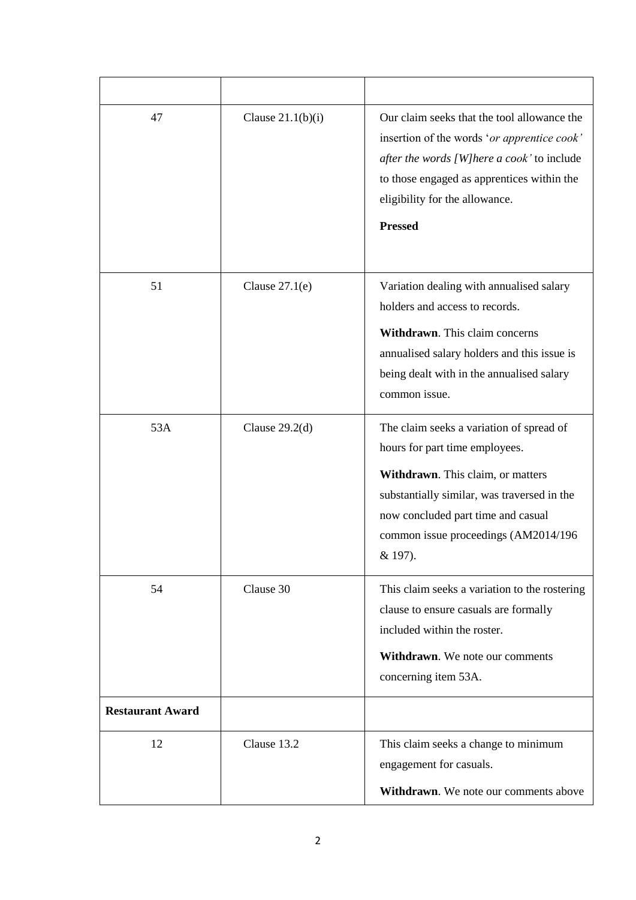| | | |
|---|---|---|
| 47 | Clause 21.1(b)(i) | Our claim seeks that the tool allowance the insertion of the words '*or apprentice cook' after the words [W]here a cook'* to include to those engaged as apprentices within the eligibility for the allowance.<br><br>**Pressed** |
| 51 | Clause 27.1(e) | Variation dealing with annualised salary holders and access to records.<br><br>**Withdrawn**. This claim concerns annualised salary holders and this issue is being dealt with in the annualised salary common issue. |
| 53A | Clause 29.2(d) | The claim seeks a variation of spread of hours for part time employees.<br><br>**Withdrawn**. This claim, or matters substantially similar, was traversed in the now concluded part time and casual common issue proceedings (AM2014/196 & 197). |
| 54 | Clause 30 | This claim seeks a variation to the rostering clause to ensure casuals are formally included within the roster.<br><br>**Withdrawn**. We note our comments concerning item 53A. |
| **Restaurant Award** | | |
| 12 | Clause 13.2 | This claim seeks a change to minimum engagement for casuals.<br><br>**Withdrawn**. We note our comments above |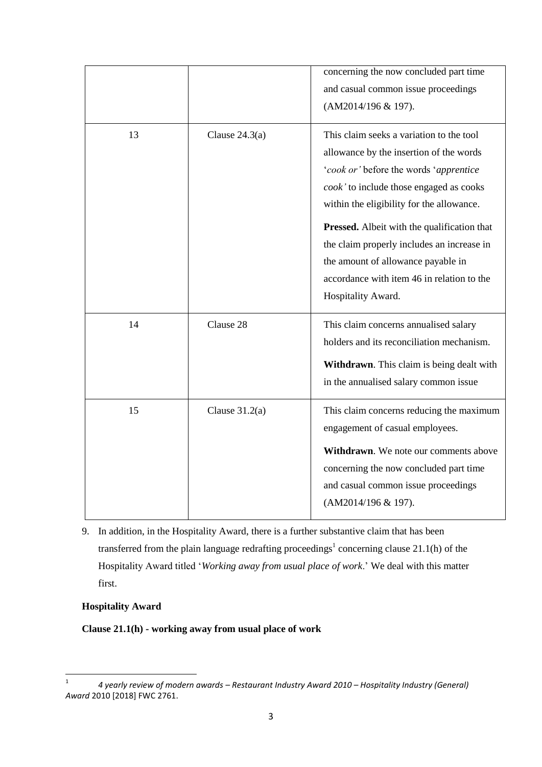| | | |
|---|---|---|
| | | concerning the now concluded part time and casual common issue proceedings (AM2014/196 & 197). |
| 13 | Clause 24.3(a) | This claim seeks a variation to the tool allowance by the insertion of the words '*cook or'* before the words '*apprentice cook'* to include those engaged as cooks within the eligibility for the allowance.<br><br>**Pressed.** Albeit with the qualification that the claim properly includes an increase in the amount of allowance payable in accordance with item 46 in relation to the Hospitality Award. |
| 14 | Clause 28 | This claim concerns annualised salary holders and its reconciliation mechanism.<br><br>**Withdrawn**. This claim is being dealt with in the annualised salary common issue |
| 15 | Clause 31.2(a) | This claim concerns reducing the maximum engagement of casual employees.<br><br>**Withdrawn**. We note our comments above concerning the now concluded part time and casual common issue proceedings (AM2014/196 & 197). |

9. In addition, in the Hospitality Award, there is a further substantive claim that has been transferred from the plain language redrafting proceedings[1] concerning clause 21.1(h) of the Hospitality Award titled '*Working away from usual place of work*.' We deal with this matter first.

**Hospitality Award**

**Clause 21.1(h) - working away from usual place of work**

[1] *4 yearly review of modern awards – Restaurant Industry Award 2010 – Hospitality Industry (General) Award* 2010 [2018] FWC 2761.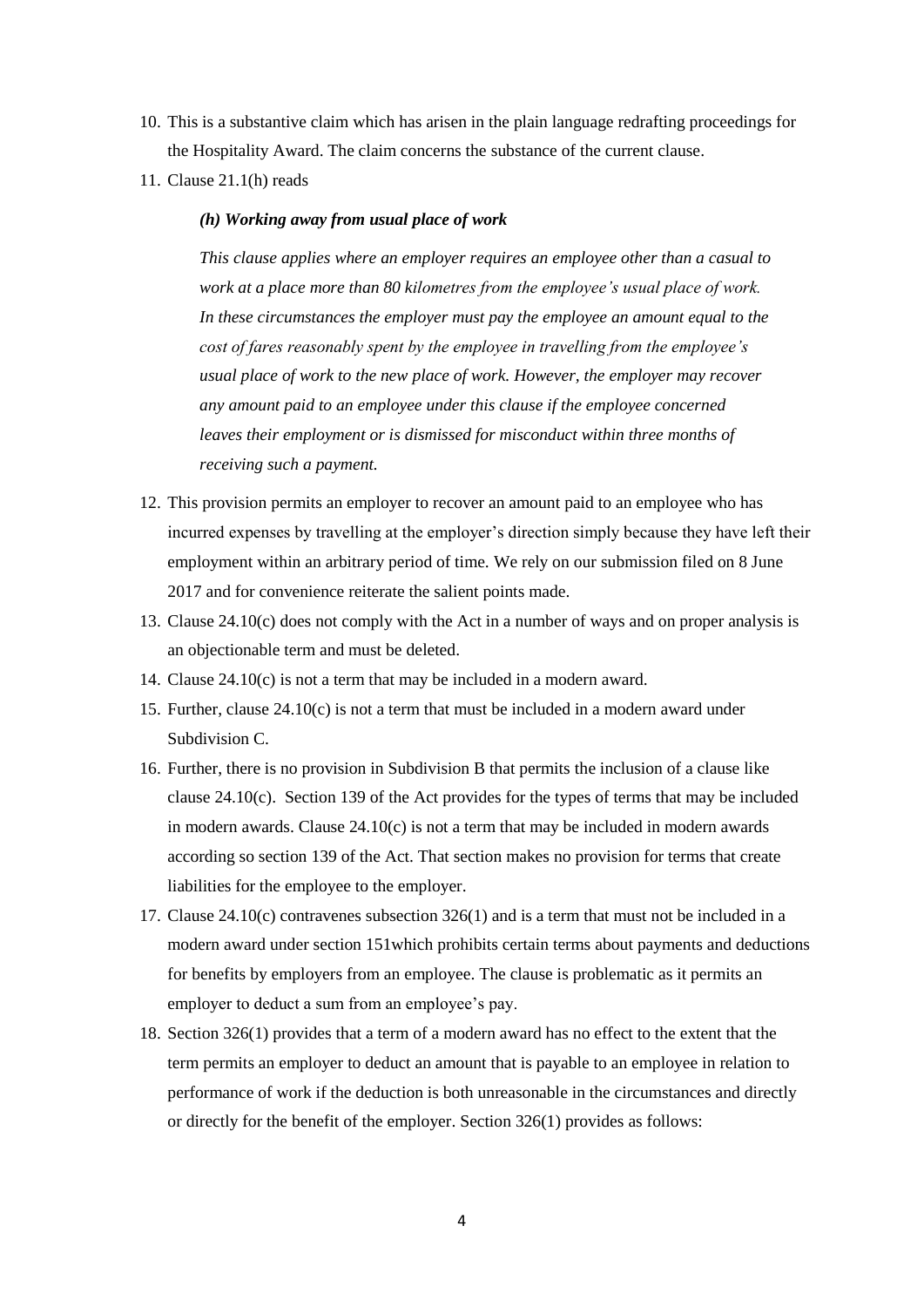10. This is a substantive claim which has arisen in the plain language redrafting proceedings for the Hospitality Award. The claim concerns the substance of the current clause.
11. Clause 21.1(h) reads

    ***(h) Working away from usual place of work***

    *This clause applies where an employer requires an employee other than a casual to work at a place more than 80 kilometres from the employee's usual place of work. In these circumstances the employer must pay the employee an amount equal to the cost of fares reasonably spent by the employee in travelling from the employee's usual place of work to the new place of work. However, the employer may recover any amount paid to an employee under this clause if the employee concerned leaves their employment or is dismissed for misconduct within three months of receiving such a payment.*

12. This provision permits an employer to recover an amount paid to an employee who has incurred expenses by travelling at the employer's direction simply because they have left their employment within an arbitrary period of time. We rely on our submission filed on 8 June 2017 and for convenience reiterate the salient points made.
13. Clause 24.10(c) does not comply with the Act in a number of ways and on proper analysis is an objectionable term and must be deleted.
14. Clause 24.10(c) is not a term that may be included in a modern award.
15. Further, clause 24.10(c) is not a term that must be included in a modern award under Subdivision C.
16. Further, there is no provision in Subdivision B that permits the inclusion of a clause like clause 24.10(c). Section 139 of the Act provides for the types of terms that may be included in modern awards. Clause 24.10(c) is not a term that may be included in modern awards according so section 139 of the Act. That section makes no provision for terms that create liabilities for the employee to the employer.
17. Clause 24.10(c) contravenes subsection 326(1) and is a term that must not be included in a modern award under section 151which prohibits certain terms about payments and deductions for benefits by employers from an employee. The clause is problematic as it permits an employer to deduct a sum from an employee's pay.
18. Section 326(1) provides that a term of a modern award has no effect to the extent that the term permits an employer to deduct an amount that is payable to an employee in relation to performance of work if the deduction is both unreasonable in the circumstances and directly or directly for the benefit of the employer. Section 326(1) provides as follows: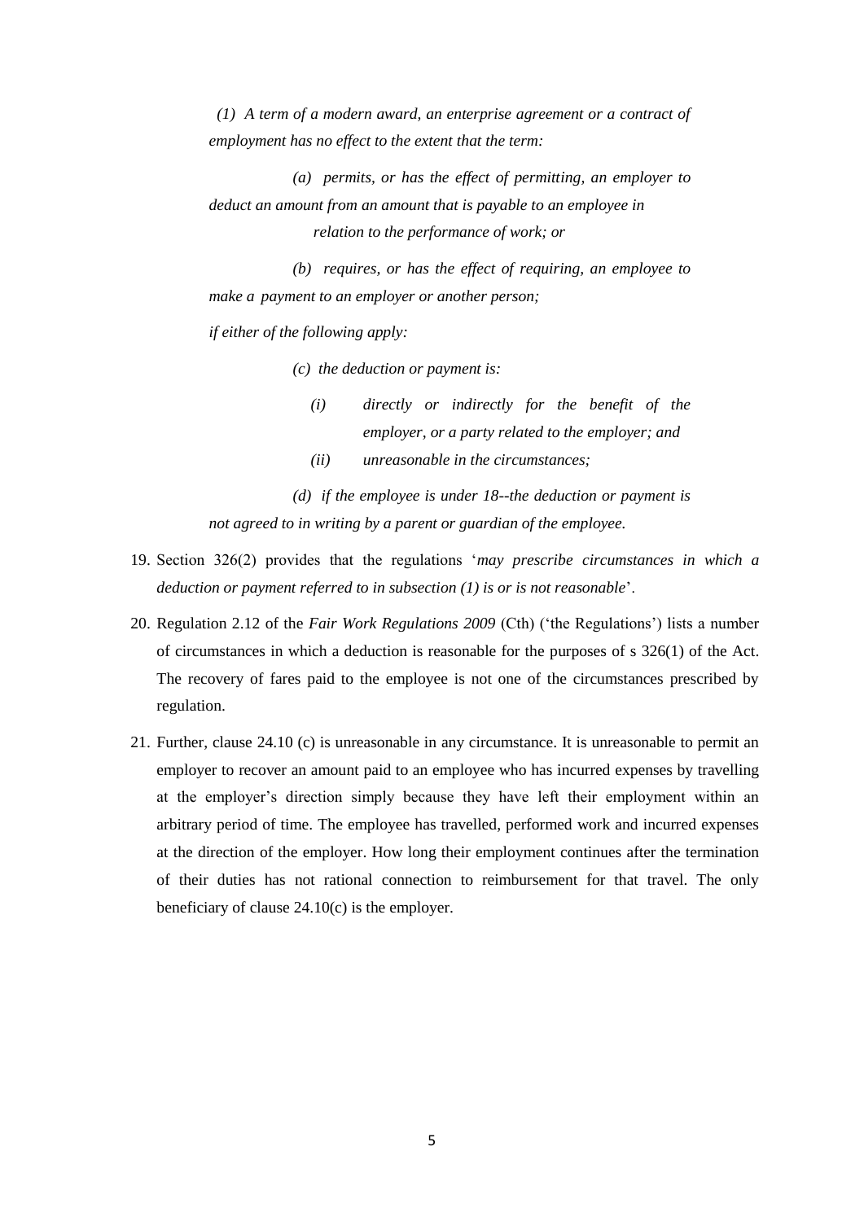> *(1) A term of a modern award, an enterprise agreement or a contract of employment has no effect to the extent that the term:*
>
> *(a) permits, or has the effect of permitting, an employer to deduct an amount from an amount that is payable to an employee in relation to the performance of work; or*
>
> *(b) requires, or has the effect of requiring, an employee to make a payment to an employer or another person;*
>
> *if either of the following apply:*
>
> *(c) the deduction or payment is:*
>
> *(i) directly or indirectly for the benefit of the employer, or a party related to the employer; and*
>
> *(ii) unreasonable in the circumstances;*
>
> *(d) if the employee is under 18--the deduction or payment is not agreed to in writing by a parent or guardian of the employee.*

19. Section 326(2) provides that the regulations '*may prescribe circumstances in which a deduction or payment referred to in subsection (1) is or is not reasonable*'.

20. Regulation 2.12 of the *Fair Work Regulations 2009* (Cth) ('the Regulations') lists a number of circumstances in which a deduction is reasonable for the purposes of s 326(1) of the Act. The recovery of fares paid to the employee is not one of the circumstances prescribed by regulation.

21. Further, clause 24.10 (c) is unreasonable in any circumstance. It is unreasonable to permit an employer to recover an amount paid to an employee who has incurred expenses by travelling at the employer's direction simply because they have left their employment within an arbitrary period of time. The employee has travelled, performed work and incurred expenses at the direction of the employer. How long their employment continues after the termination of their duties has not rational connection to reimbursement for that travel. The only beneficiary of clause 24.10(c) is the employer.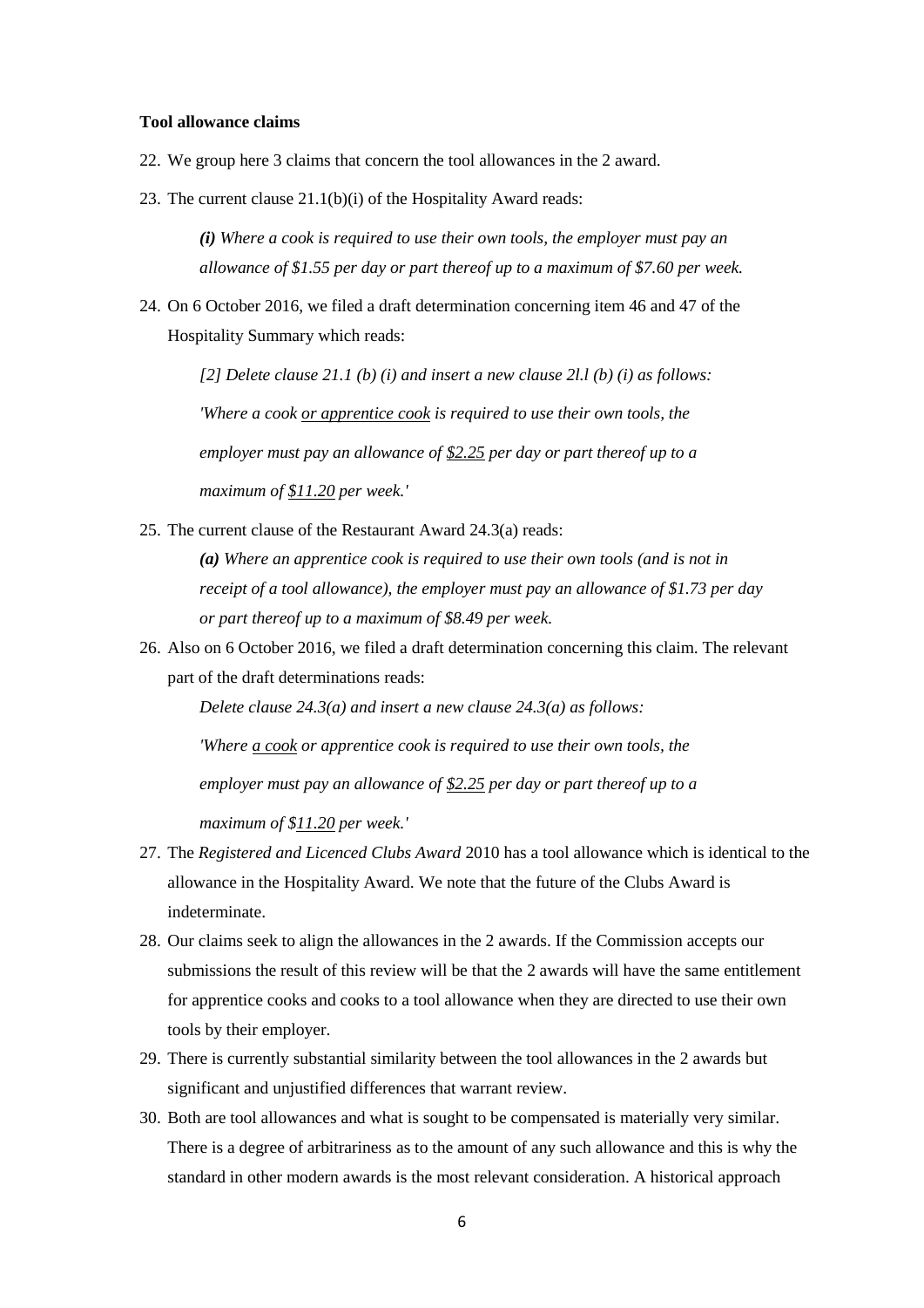**Tool allowance claims**

22. We group here 3 claims that concern the tool allowances in the 2 award.

23. The current clause 21.1(b)(i) of the Hospitality Award reads:

    ***(i)*** *Where a cook is required to use their own tools, the employer must pay an allowance of $1.55 per day or part thereof up to a maximum of $7.60 per week.*

24. On 6 October 2016, we filed a draft determination concerning item 46 and 47 of the Hospitality Summary which reads:

    *[2] Delete clause 21.1 (b) (i) and insert a new clause 2l.l (b) (i) as follows:*

    *'Where a cook <u>or apprentice cook</u> is required to use their own tools, the employer must pay an allowance of <u>$2.25</u> per day or part thereof up to a maximum of <u>$11.20</u> per week.'*

25. The current clause of the Restaurant Award 24.3(a) reads:

    ***(a)*** *Where an apprentice cook is required to use their own tools (and is not in receipt of a tool allowance), the employer must pay an allowance of $1.73 per day or part thereof up to a maximum of $8.49 per week.*

26. Also on 6 October 2016, we filed a draft determination concerning this claim. The relevant part of the draft determinations reads:

    *Delete clause 24.3(a) and insert a new clause 24.3(a) as follows:*

    *'Where <u>a cook</u> or apprentice cook is required to use their own tools, the employer must pay an allowance of <u>$2.25</u> per day or part thereof up to a maximum of $<u>11.20</u> per week.'*

27. The *Registered and Licenced Clubs Award* 2010 has a tool allowance which is identical to the allowance in the Hospitality Award. We note that the future of the Clubs Award is indeterminate.

28. Our claims seek to align the allowances in the 2 awards. If the Commission accepts our submissions the result of this review will be that the 2 awards will have the same entitlement for apprentice cooks and cooks to a tool allowance when they are directed to use their own tools by their employer.

29. There is currently substantial similarity between the tool allowances in the 2 awards but significant and unjustified differences that warrant review.

30. Both are tool allowances and what is sought to be compensated is materially very similar. There is a degree of arbitrariness as to the amount of any such allowance and this is why the standard in other modern awards is the most relevant consideration. A historical approach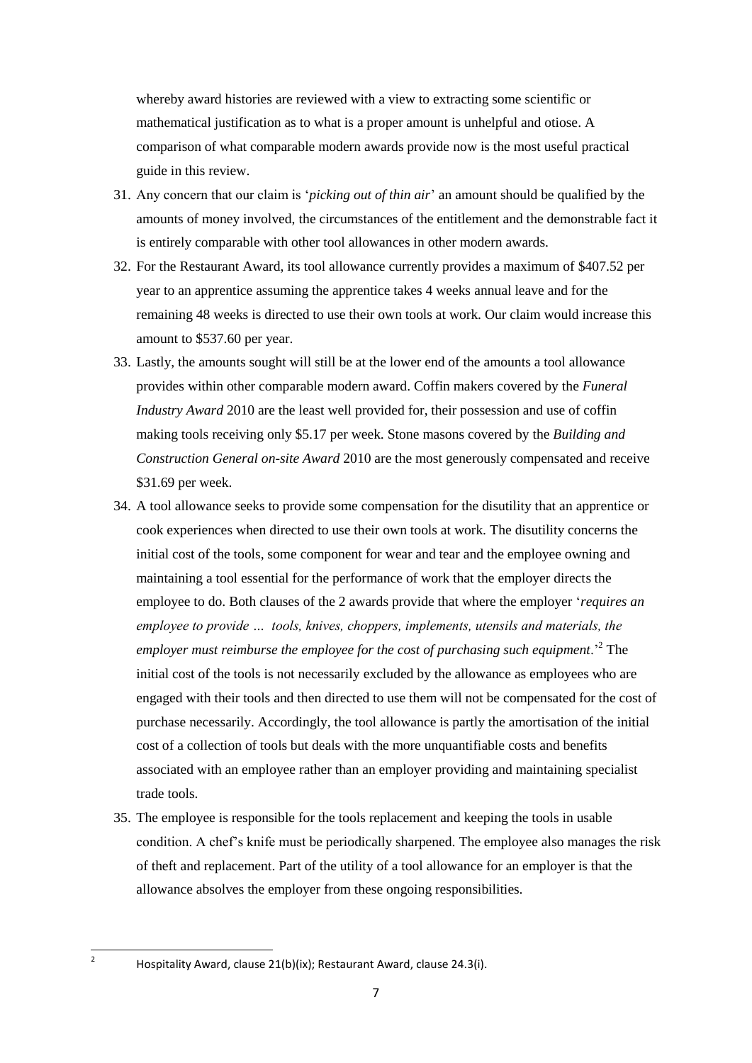whereby award histories are reviewed with a view to extracting some scientific or mathematical justification as to what is a proper amount is unhelpful and otiose. A comparison of what comparable modern awards provide now is the most useful practical guide in this review.

31. Any concern that our claim is '*picking out of thin air*' an amount should be qualified by the amounts of money involved, the circumstances of the entitlement and the demonstrable fact it is entirely comparable with other tool allowances in other modern awards.

32. For the Restaurant Award, its tool allowance currently provides a maximum of $407.52 per year to an apprentice assuming the apprentice takes 4 weeks annual leave and for the remaining 48 weeks is directed to use their own tools at work. Our claim would increase this amount to $537.60 per year.

33. Lastly, the amounts sought will still be at the lower end of the amounts a tool allowance provides within other comparable modern award. Coffin makers covered by the *Funeral Industry Award* 2010 are the least well provided for, their possession and use of coffin making tools receiving only $5.17 per week. Stone masons covered by the *Building and Construction General on-site Award* 2010 are the most generously compensated and receive $31.69 per week.

34. A tool allowance seeks to provide some compensation for the disutility that an apprentice or cook experiences when directed to use their own tools at work. The disutility concerns the initial cost of the tools, some component for wear and tear and the employee owning and maintaining a tool essential for the performance of work that the employer directs the employee to do. Both clauses of the 2 awards provide that where the employer '*requires an employee to provide … tools, knives, choppers, implements, utensils and materials, the employer must reimburse the employee for the cost of purchasing such equipment*.'[2] The initial cost of the tools is not necessarily excluded by the allowance as employees who are engaged with their tools and then directed to use them will not be compensated for the cost of purchase necessarily. Accordingly, the tool allowance is partly the amortisation of the initial cost of a collection of tools but deals with the more unquantifiable costs and benefits associated with an employee rather than an employer providing and maintaining specialist trade tools.

35. The employee is responsible for the tools replacement and keeping the tools in usable condition. A chef's knife must be periodically sharpened. The employee also manages the risk of theft and replacement. Part of the utility of a tool allowance for an employer is that the allowance absolves the employer from these ongoing responsibilities.

---

[2] Hospitality Award, clause 21(b)(ix); Restaurant Award, clause 24.3(i).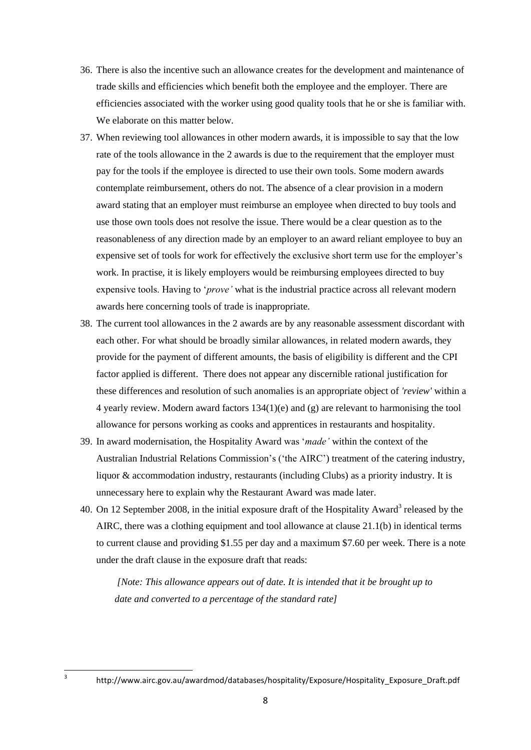36. There is also the incentive such an allowance creates for the development and maintenance of trade skills and efficiencies which benefit both the employee and the employer. There are efficiencies associated with the worker using good quality tools that he or she is familiar with. We elaborate on this matter below.

37. When reviewing tool allowances in other modern awards, it is impossible to say that the low rate of the tools allowance in the 2 awards is due to the requirement that the employer must pay for the tools if the employee is directed to use their own tools. Some modern awards contemplate reimbursement, others do not. The absence of a clear provision in a modern award stating that an employer must reimburse an employee when directed to buy tools and use those own tools does not resolve the issue. There would be a clear question as to the reasonableness of any direction made by an employer to an award reliant employee to buy an expensive set of tools for work for effectively the exclusive short term use for the employer's work. In practise, it is likely employers would be reimbursing employees directed to buy expensive tools. Having to '*prove'* what is the industrial practice across all relevant modern awards here concerning tools of trade is inappropriate.

38. The current tool allowances in the 2 awards are by any reasonable assessment discordant with each other. For what should be broadly similar allowances, in related modern awards, they provide for the payment of different amounts, the basis of eligibility is different and the CPI factor applied is different. There does not appear any discernible rational justification for these differences and resolution of such anomalies is an appropriate object of *'review'* within a 4 yearly review. Modern award factors 134(1)(e) and (g) are relevant to harmonising the tool allowance for persons working as cooks and apprentices in restaurants and hospitality.

39. In award modernisation, the Hospitality Award was '*made'* within the context of the Australian Industrial Relations Commission's ('the AIRC') treatment of the catering industry, liquor & accommodation industry, restaurants (including Clubs) as a priority industry. It is unnecessary here to explain why the Restaurant Award was made later.

40. On 12 September 2008, in the initial exposure draft of the Hospitality Award[3] released by the AIRC, there was a clothing equipment and tool allowance at clause 21.1(b) in identical terms to current clause and providing $1.55 per day and a maximum $7.60 per week. There is a note under the draft clause in the exposure draft that reads:

> *[Note: This allowance appears out of date. It is intended that it be brought up to date and converted to a percentage of the standard rate]*

---

[3] http://www.airc.gov.au/awardmod/databases/hospitality/Exposure/Hospitality_Exposure_Draft.pdf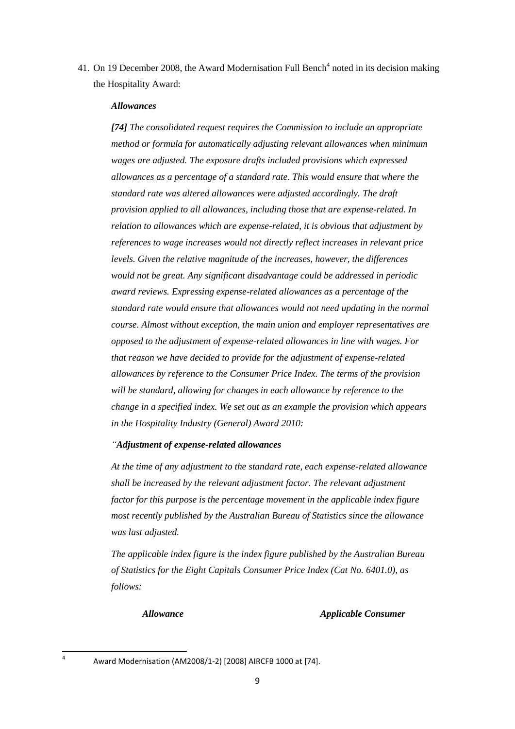41. On 19 December 2008, the Award Modernisation Full Bench[4] noted in its decision making the Hospitality Award:

***Allowances***

***[74]*** *The consolidated request requires the Commission to include an appropriate method or formula for automatically adjusting relevant allowances when minimum wages are adjusted. The exposure drafts included provisions which expressed allowances as a percentage of a standard rate. This would ensure that where the standard rate was altered allowances were adjusted accordingly. The draft provision applied to all allowances, including those that are expense-related. In relation to allowances which are expense-related, it is obvious that adjustment by references to wage increases would not directly reflect increases in relevant price levels. Given the relative magnitude of the increases, however, the differences would not be great. Any significant disadvantage could be addressed in periodic award reviews. Expressing expense-related allowances as a percentage of the standard rate would ensure that allowances would not need updating in the normal course. Almost without exception, the main union and employer representatives are opposed to the adjustment of expense-related allowances in line with wages. For that reason we have decided to provide for the adjustment of expense-related allowances by reference to the Consumer Price Index. The terms of the provision will be standard, allowing for changes in each allowance by reference to the change in a specified index. We set out as an example the provision which appears in the Hospitality Industry (General) Award 2010:*

*"**Adjustment of expense-related allowances***

*At the time of any adjustment to the standard rate, each expense-related allowance shall be increased by the relevant adjustment factor. The relevant adjustment factor for this purpose is the percentage movement in the applicable index figure most recently published by the Australian Bureau of Statistics since the allowance was last adjusted.*

*The applicable index figure is the index figure published by the Australian Bureau of Statistics for the Eight Capitals Consumer Price Index (Cat No. 6401.0), as follows:*

| ***Allowance*** | ***Applicable Consumer*** |
|---|---|

[4] Award Modernisation (AM2008/1-2) [2008] AIRCFB 1000 at [74].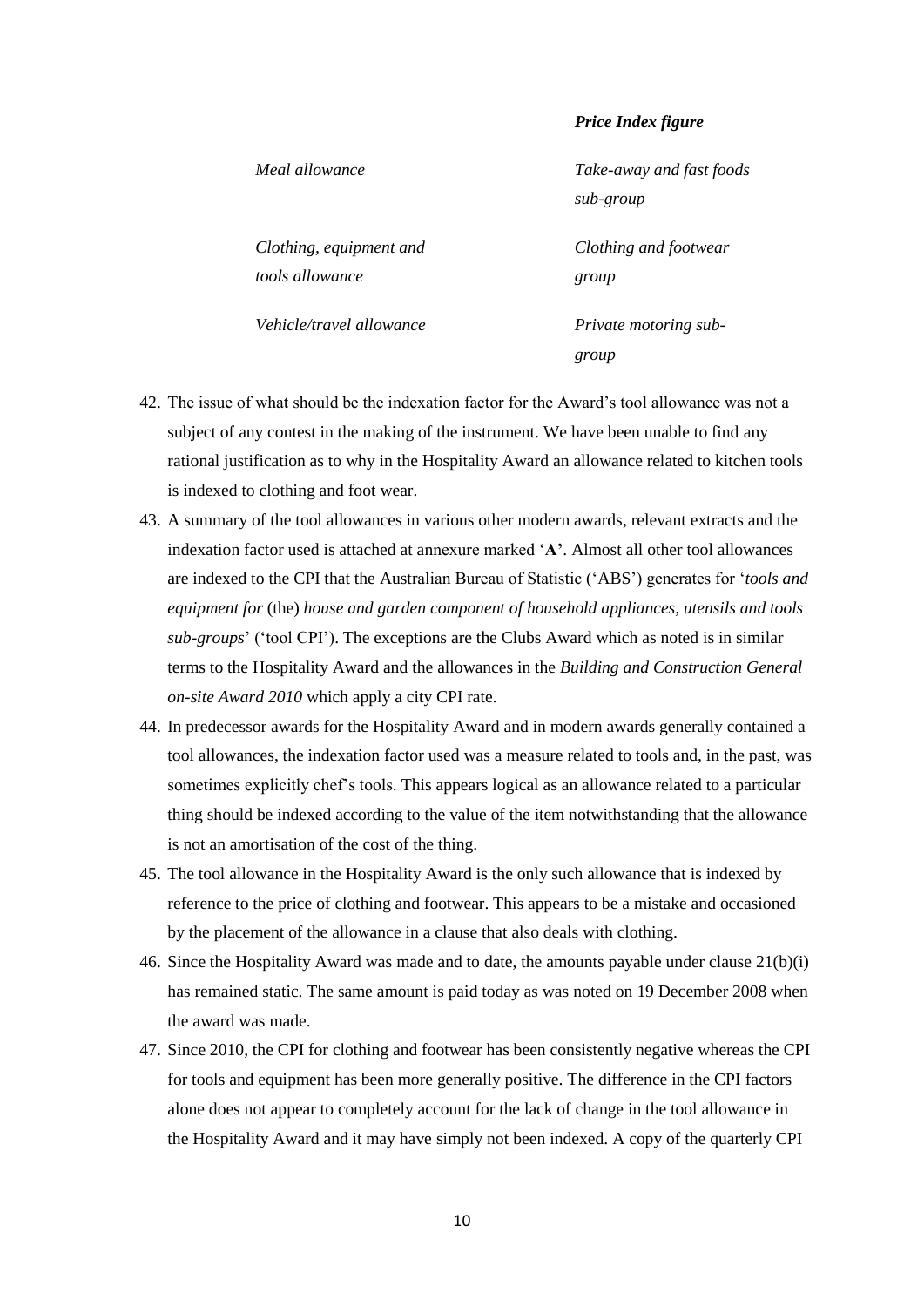| | *Price Index figure* |
|---|---|
| *Meal allowance* | *Take-away and fast foods sub-group* |
| *Clothing, equipment and tools allowance* | *Clothing and footwear group* |
| *Vehicle/travel allowance* | *Private motoring sub-group* |

42. The issue of what should be the indexation factor for the Award's tool allowance was not a subject of any contest in the making of the instrument. We have been unable to find any rational justification as to why in the Hospitality Award an allowance related to kitchen tools is indexed to clothing and foot wear.
43. A summary of the tool allowances in various other modern awards, relevant extracts and the indexation factor used is attached at annexure marked '**A**'. Almost all other tool allowances are indexed to the CPI that the Australian Bureau of Statistic ('ABS') generates for '*tools and equipment for* (the) *house and garden component of household appliances, utensils and tools sub-groups*' ('tool CPI'). The exceptions are the Clubs Award which as noted is in similar terms to the Hospitality Award and the allowances in the *Building and Construction General on-site Award 2010* which apply a city CPI rate.
44. In predecessor awards for the Hospitality Award and in modern awards generally contained a tool allowances, the indexation factor used was a measure related to tools and, in the past, was sometimes explicitly chef's tools. This appears logical as an allowance related to a particular thing should be indexed according to the value of the item notwithstanding that the allowance is not an amortisation of the cost of the thing.
45. The tool allowance in the Hospitality Award is the only such allowance that is indexed by reference to the price of clothing and footwear. This appears to be a mistake and occasioned by the placement of the allowance in a clause that also deals with clothing.
46. Since the Hospitality Award was made and to date, the amounts payable under clause 21(b)(i) has remained static. The same amount is paid today as was noted on 19 December 2008 when the award was made.
47. Since 2010, the CPI for clothing and footwear has been consistently negative whereas the CPI for tools and equipment has been more generally positive. The difference in the CPI factors alone does not appear to completely account for the lack of change in the tool allowance in the Hospitality Award and it may have simply not been indexed. A copy of the quarterly CPI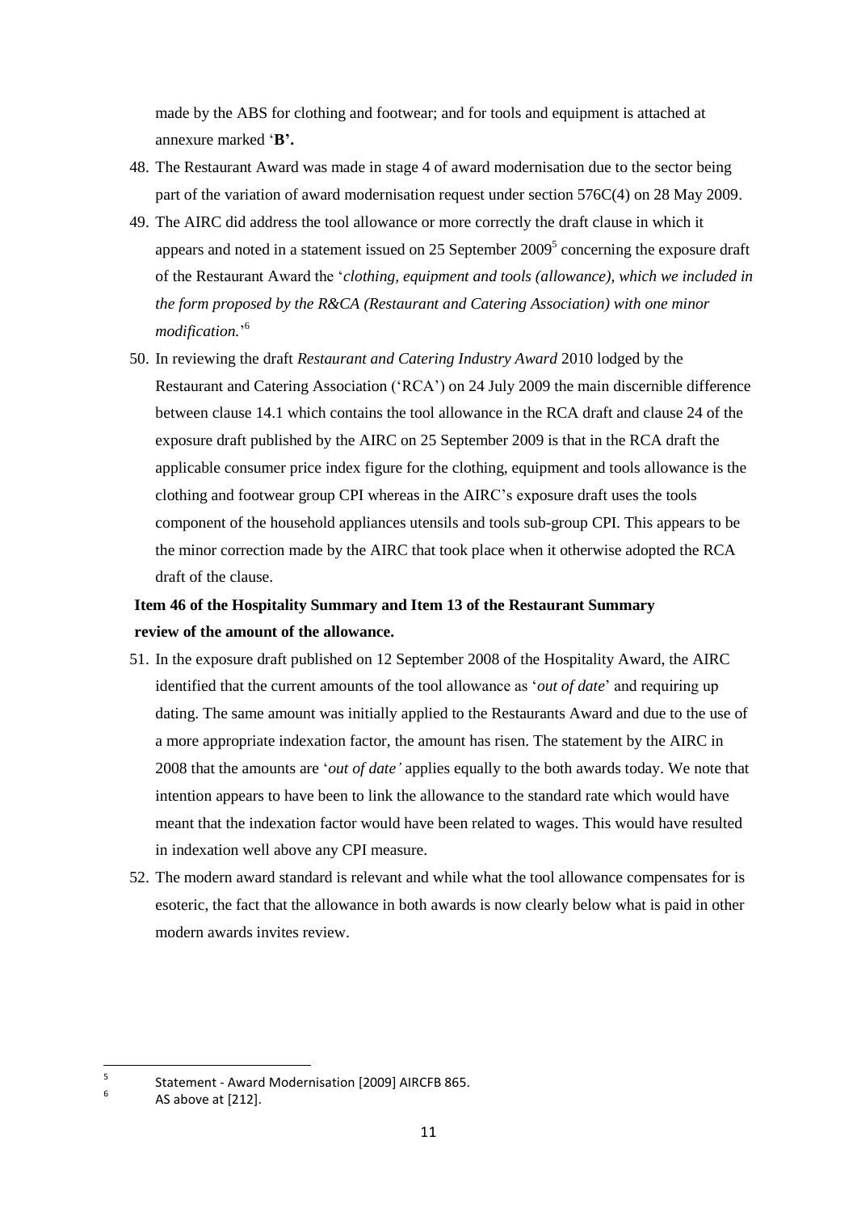made by the ABS for clothing and footwear; and for tools and equipment is attached at annexure marked '**B'.**

48. The Restaurant Award was made in stage 4 of award modernisation due to the sector being part of the variation of award modernisation request under section 576C(4) on 28 May 2009.

49. The AIRC did address the tool allowance or more correctly the draft clause in which it appears and noted in a statement issued on 25 September 2009[5] concerning the exposure draft of the Restaurant Award the '*clothing, equipment and tools (allowance), which we included in the form proposed by the R&CA (Restaurant and Catering Association) with one minor modification.*'[6]

50. In reviewing the draft *Restaurant and Catering Industry Award* 2010 lodged by the Restaurant and Catering Association ('RCA') on 24 July 2009 the main discernible difference between clause 14.1 which contains the tool allowance in the RCA draft and clause 24 of the exposure draft published by the AIRC on 25 September 2009 is that in the RCA draft the applicable consumer price index figure for the clothing, equipment and tools allowance is the clothing and footwear group CPI whereas in the AIRC's exposure draft uses the tools component of the household appliances utensils and tools sub-group CPI. This appears to be the minor correction made by the AIRC that took place when it otherwise adopted the RCA draft of the clause.

**Item 46 of the Hospitality Summary and Item 13 of the Restaurant Summary review of the amount of the allowance.**

51. In the exposure draft published on 12 September 2008 of the Hospitality Award, the AIRC identified that the current amounts of the tool allowance as '*out of date*' and requiring up dating. The same amount was initially applied to the Restaurants Award and due to the use of a more appropriate indexation factor, the amount has risen. The statement by the AIRC in 2008 that the amounts are '*out of date'* applies equally to the both awards today. We note that intention appears to have been to link the allowance to the standard rate which would have meant that the indexation factor would have been related to wages. This would have resulted in indexation well above any CPI measure.

52. The modern award standard is relevant and while what the tool allowance compensates for is esoteric, the fact that the allowance in both awards is now clearly below what is paid in other modern awards invites review.

---

[5] Statement - Award Modernisation [2009] AIRCFB 865.

[6] AS above at [212].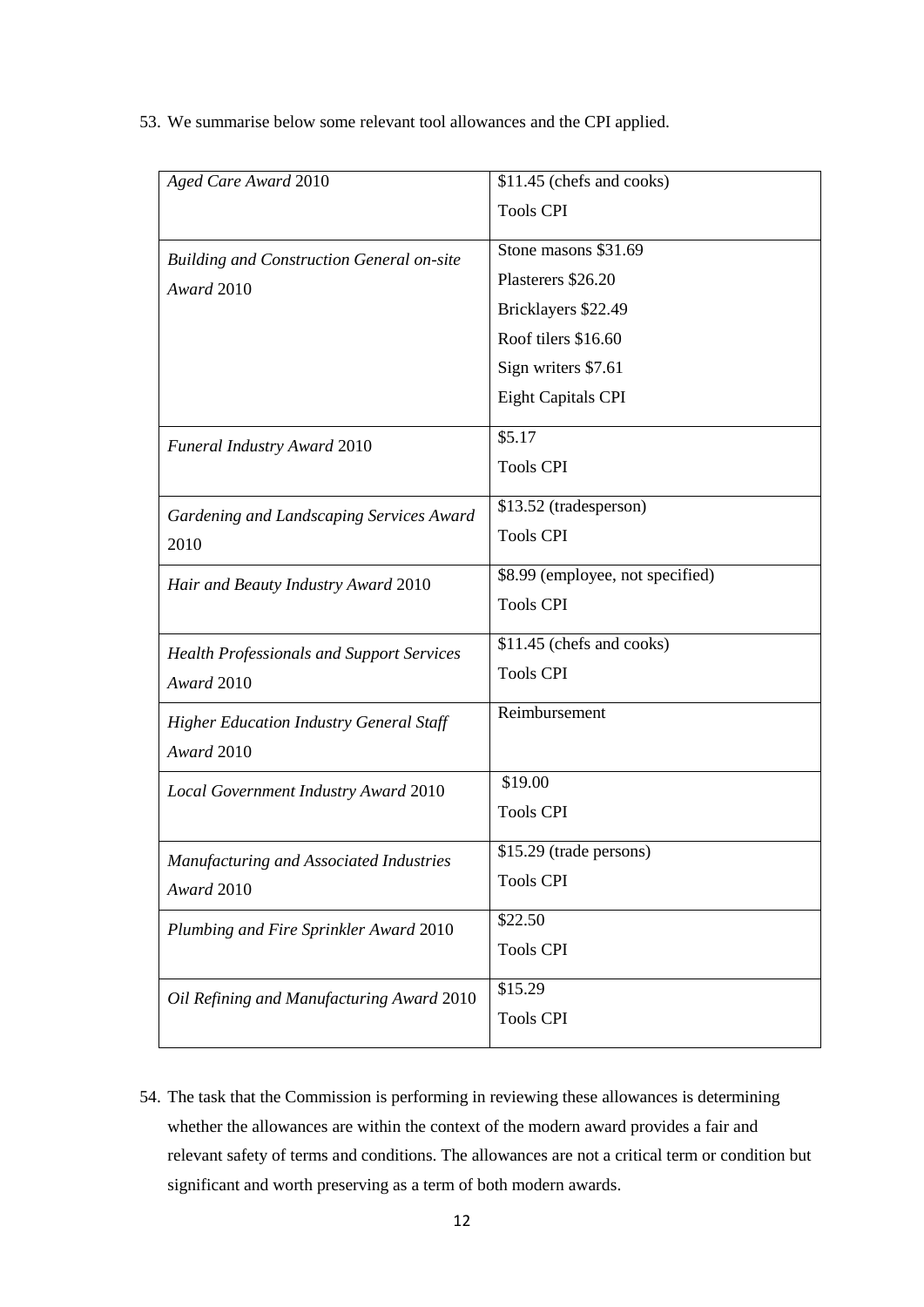53. We summarise below some relevant tool allowances and the CPI applied.

| | |
|---|---|
| *Aged Care Award* 2010 | $11.45 (chefs and cooks)<br>Tools CPI |
| *Building and Construction General on-site Award* 2010 | Stone masons $31.69<br>Plasterers $26.20<br>Bricklayers $22.49<br>Roof tilers $16.60<br>Sign writers $7.61<br>Eight Capitals CPI |
| *Funeral Industry Award* 2010 | $5.17<br>Tools CPI |
| *Gardening and Landscaping Services Award* 2010 | $13.52 (tradesperson)<br>Tools CPI |
| *Hair and Beauty Industry Award* 2010 | $8.99 (employee, not specified)<br>Tools CPI |
| *Health Professionals and Support Services Award* 2010 | $11.45 (chefs and cooks)<br>Tools CPI |
| *Higher Education Industry General Staff Award* 2010 | Reimbursement |
| *Local Government Industry Award* 2010 | $19.00<br>Tools CPI |
| *Manufacturing and Associated Industries Award* 2010 | $15.29 (trade persons)<br>Tools CPI |
| *Plumbing and Fire Sprinkler Award* 2010 | $22.50<br>Tools CPI |
| *Oil Refining and Manufacturing Award* 2010 | $15.29<br>Tools CPI |

54. The task that the Commission is performing in reviewing these allowances is determining whether the allowances are within the context of the modern award provides a fair and relevant safety of terms and conditions. The allowances are not a critical term or condition but significant and worth preserving as a term of both modern awards.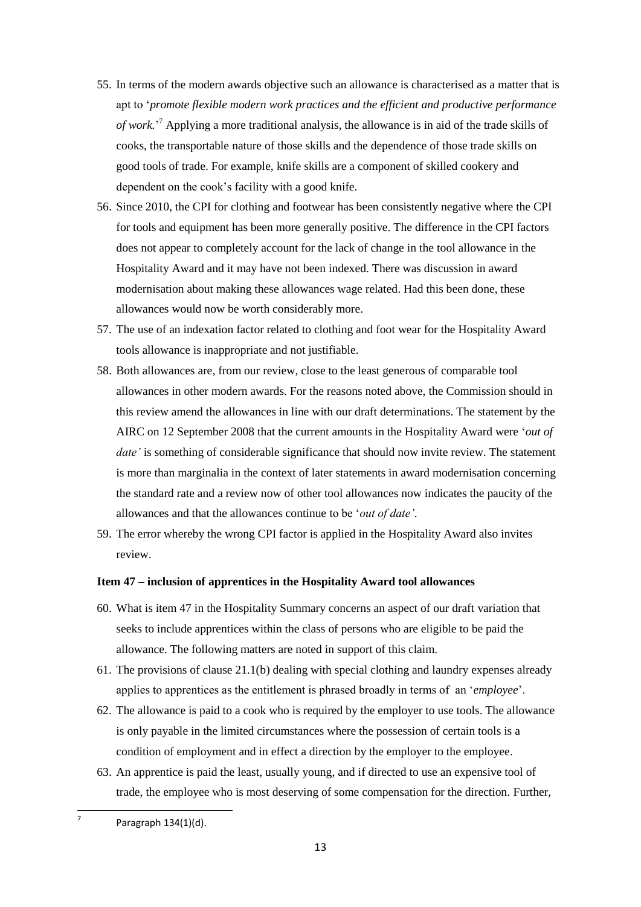55. In terms of the modern awards objective such an allowance is characterised as a matter that is apt to '*promote flexible modern work practices and the efficient and productive performance of work.*'[7] Applying a more traditional analysis, the allowance is in aid of the trade skills of cooks, the transportable nature of those skills and the dependence of those trade skills on good tools of trade. For example, knife skills are a component of skilled cookery and dependent on the cook's facility with a good knife.

56. Since 2010, the CPI for clothing and footwear has been consistently negative where the CPI for tools and equipment has been more generally positive. The difference in the CPI factors does not appear to completely account for the lack of change in the tool allowance in the Hospitality Award and it may have not been indexed. There was discussion in award modernisation about making these allowances wage related. Had this been done, these allowances would now be worth considerably more.

57. The use of an indexation factor related to clothing and foot wear for the Hospitality Award tools allowance is inappropriate and not justifiable.

58. Both allowances are, from our review, close to the least generous of comparable tool allowances in other modern awards. For the reasons noted above, the Commission should in this review amend the allowances in line with our draft determinations. The statement by the AIRC on 12 September 2008 that the current amounts in the Hospitality Award were '*out of date'* is something of considerable significance that should now invite review. The statement is more than marginalia in the context of later statements in award modernisation concerning the standard rate and a review now of other tool allowances now indicates the paucity of the allowances and that the allowances continue to be '*out of date'*.

59. The error whereby the wrong CPI factor is applied in the Hospitality Award also invites review.

**Item 47 – inclusion of apprentices in the Hospitality Award tool allowances**

60. What is item 47 in the Hospitality Summary concerns an aspect of our draft variation that seeks to include apprentices within the class of persons who are eligible to be paid the allowance. The following matters are noted in support of this claim.

61. The provisions of clause 21.1(b) dealing with special clothing and laundry expenses already applies to apprentices as the entitlement is phrased broadly in terms of an '*employee*'.

62. The allowance is paid to a cook who is required by the employer to use tools. The allowance is only payable in the limited circumstances where the possession of certain tools is a condition of employment and in effect a direction by the employer to the employee.

63. An apprentice is paid the least, usually young, and if directed to use an expensive tool of trade, the employee who is most deserving of some compensation for the direction. Further,

[7] Paragraph 134(1)(d).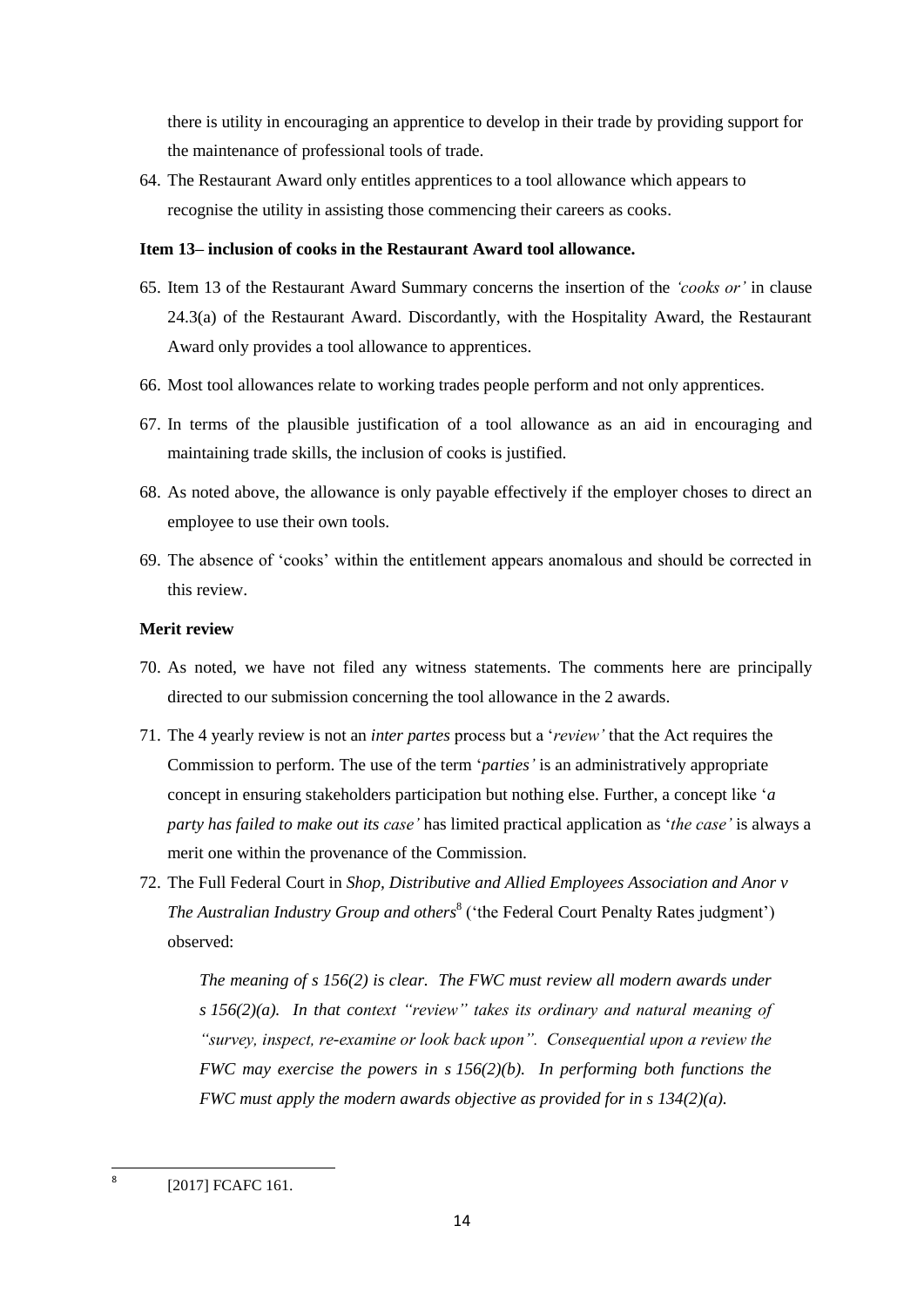there is utility in encouraging an apprentice to develop in their trade by providing support for the maintenance of professional tools of trade.

64. The Restaurant Award only entitles apprentices to a tool allowance which appears to recognise the utility in assisting those commencing their careers as cooks.

**Item 13– inclusion of cooks in the Restaurant Award tool allowance.**

65. Item 13 of the Restaurant Award Summary concerns the insertion of the *'cooks or'* in clause 24.3(a) of the Restaurant Award. Discordantly, with the Hospitality Award, the Restaurant Award only provides a tool allowance to apprentices.

66. Most tool allowances relate to working trades people perform and not only apprentices.

67. In terms of the plausible justification of a tool allowance as an aid in encouraging and maintaining trade skills, the inclusion of cooks is justified.

68. As noted above, the allowance is only payable effectively if the employer choses to direct an employee to use their own tools.

69. The absence of 'cooks' within the entitlement appears anomalous and should be corrected in this review.

**Merit review**

70. As noted, we have not filed any witness statements. The comments here are principally directed to our submission concerning the tool allowance in the 2 awards.

71. The 4 yearly review is not an *inter partes* process but a '*review'* that the Act requires the Commission to perform. The use of the term '*parties'* is an administratively appropriate concept in ensuring stakeholders participation but nothing else. Further, a concept like '*a party has failed to make out its case'* has limited practical application as '*the case'* is always a merit one within the provenance of the Commission.

72. The Full Federal Court in *Shop, Distributive and Allied Employees Association and Anor v The Australian Industry Group and others*[8] ('the Federal Court Penalty Rates judgment') observed:

> *The meaning of s 156(2) is clear. The FWC must review all modern awards under s 156(2)(a). In that context "review" takes its ordinary and natural meaning of "survey, inspect, re-examine or look back upon". Consequential upon a review the FWC may exercise the powers in s 156(2)(b). In performing both functions the FWC must apply the modern awards objective as provided for in s 134(2)(a).*

---

[8] [2017] FCAFC 161.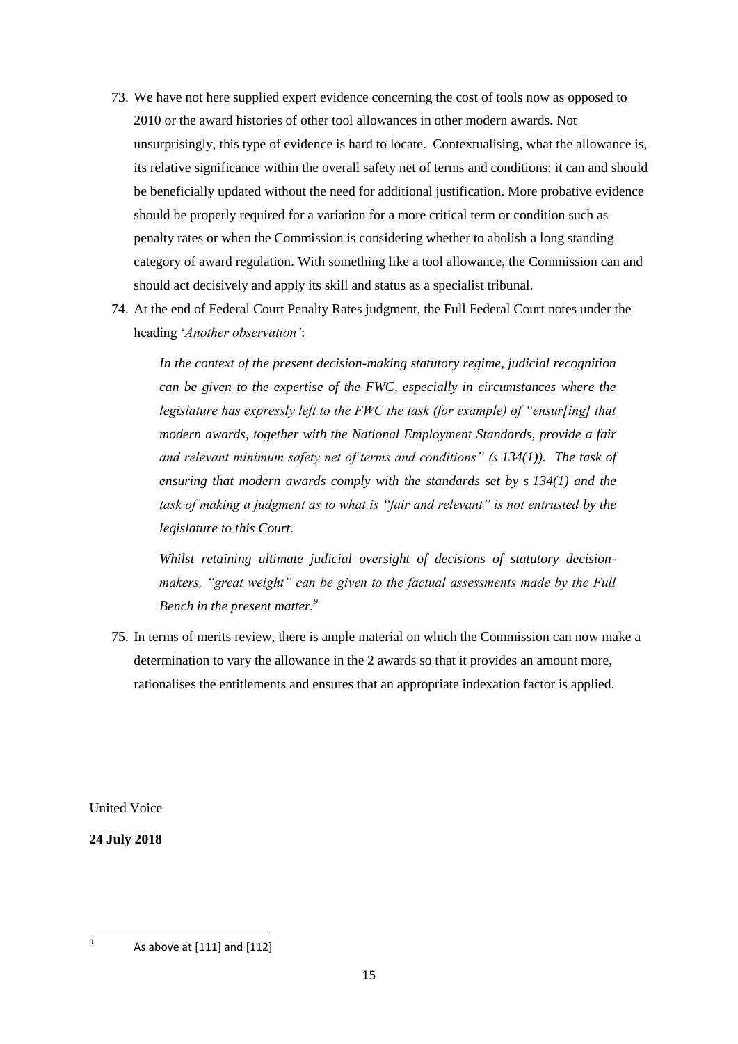73. We have not here supplied expert evidence concerning the cost of tools now as opposed to 2010 or the award histories of other tool allowances in other modern awards. Not unsurprisingly, this type of evidence is hard to locate. Contextualising, what the allowance is, its relative significance within the overall safety net of terms and conditions: it can and should be beneficially updated without the need for additional justification. More probative evidence should be properly required for a variation for a more critical term or condition such as penalty rates or when the Commission is considering whether to abolish a long standing category of award regulation. With something like a tool allowance, the Commission can and should act decisively and apply its skill and status as a specialist tribunal.

74. At the end of Federal Court Penalty Rates judgment, the Full Federal Court notes under the heading '*Another observation'*:

    *In the context of the present decision-making statutory regime, judicial recognition can be given to the expertise of the FWC, especially in circumstances where the legislature has expressly left to the FWC the task (for example) of "ensur[ing] that modern awards, together with the National Employment Standards, provide a fair and relevant minimum safety net of terms and conditions" (s 134(1)). The task of ensuring that modern awards comply with the standards set by s 134(1) and the task of making a judgment as to what is "fair and relevant" is not entrusted by the legislature to this Court.*

    *Whilst retaining ultimate judicial oversight of decisions of statutory decision-makers, "great weight" can be given to the factual assessments made by the Full Bench in the present matter.*[9]

75. In terms of merits review, there is ample material on which the Commission can now make a determination to vary the allowance in the 2 awards so that it provides an amount more, rationalises the entitlements and ensures that an appropriate indexation factor is applied.

United Voice

**24 July 2018**

---

[9] As above at [111] and [112]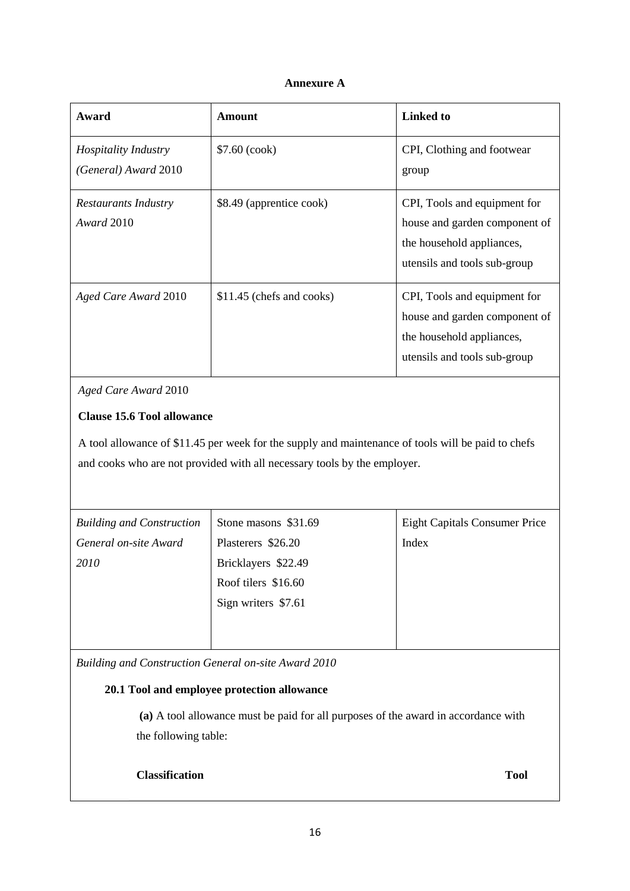**Annexure A**

| Award | Amount | Linked to |
|---|---|---|
| *Hospitality Industry (General) Award* 2010 | $7.60 (cook) | CPI, Clothing and footwear group |
| *Restaurants Industry Award* 2010 | $8.49 (apprentice cook) | CPI, Tools and equipment for house and garden component of the household appliances, utensils and tools sub-group |
| *Aged Care Award* 2010 | $11.45 (chefs and cooks) | CPI, Tools and equipment for house and garden component of the household appliances, utensils and tools sub-group |

*Aged Care Award* 2010

**Clause 15.6 Tool allowance**

A tool allowance of $11.45 per week for the supply and maintenance of tools will be paid to chefs and cooks who are not provided with all necessary tools by the employer.

| Award | Amount | Linked to |
|---|---|---|
| *Building and Construction General on-site Award 2010* | Stone masons $31.69<br>Plasterers $26.20<br>Bricklayers $22.49<br>Roof tilers $16.60<br>Sign writers $7.61 | Eight Capitals Consumer Price Index |

*Building and Construction General on-site Award 2010*

**20.1 Tool and employee protection allowance**

**(a)** A tool allowance must be paid for all purposes of the award in accordance with the following table:

| Classification | Tool |
|---|---|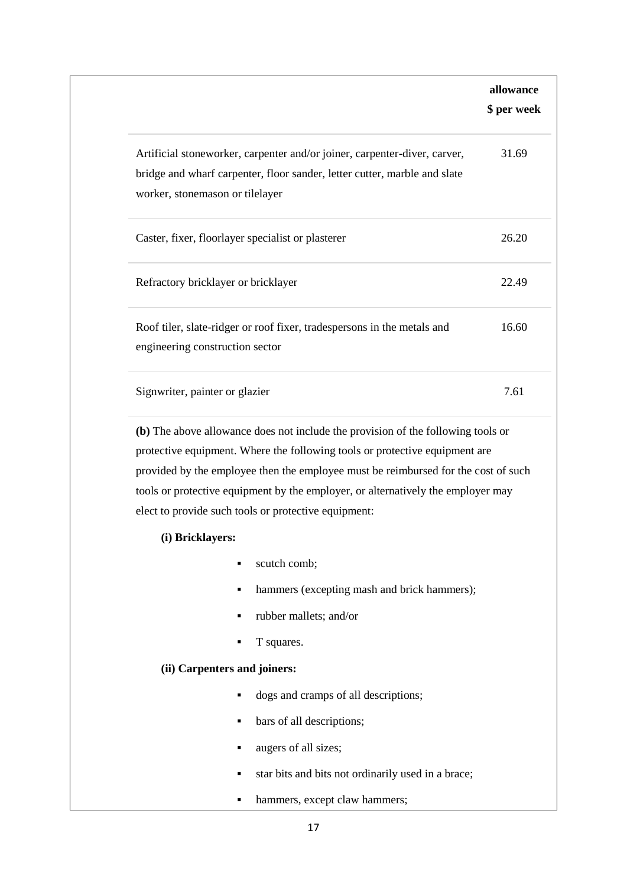| | allowance $ per week |
|---|---|
| Artificial stoneworker, carpenter and/or joiner, carpenter-diver, carver, bridge and wharf carpenter, floor sander, letter cutter, marble and slate worker, stonemason or tilelayer | 31.69 |
| Caster, fixer, floorlayer specialist or plasterer | 26.20 |
| Refractory bricklayer or bricklayer | 22.49 |
| Roof tiler, slate-ridger or roof fixer, tradespersons in the metals and engineering construction sector | 16.60 |
| Signwriter, painter or glazier | 7.61 |

**(b)** The above allowance does not include the provision of the following tools or protective equipment. Where the following tools or protective equipment are provided by the employee then the employee must be reimbursed for the cost of such tools or protective equipment by the employer, or alternatively the employer may elect to provide such tools or protective equipment:

**(i) Bricklayers:**

- scutch comb;
- hammers (excepting mash and brick hammers);
- rubber mallets; and/or
- T squares.

**(ii) Carpenters and joiners:**

- dogs and cramps of all descriptions;
- bars of all descriptions;
- augers of all sizes;
- star bits and bits not ordinarily used in a brace;
- hammers, except claw hammers;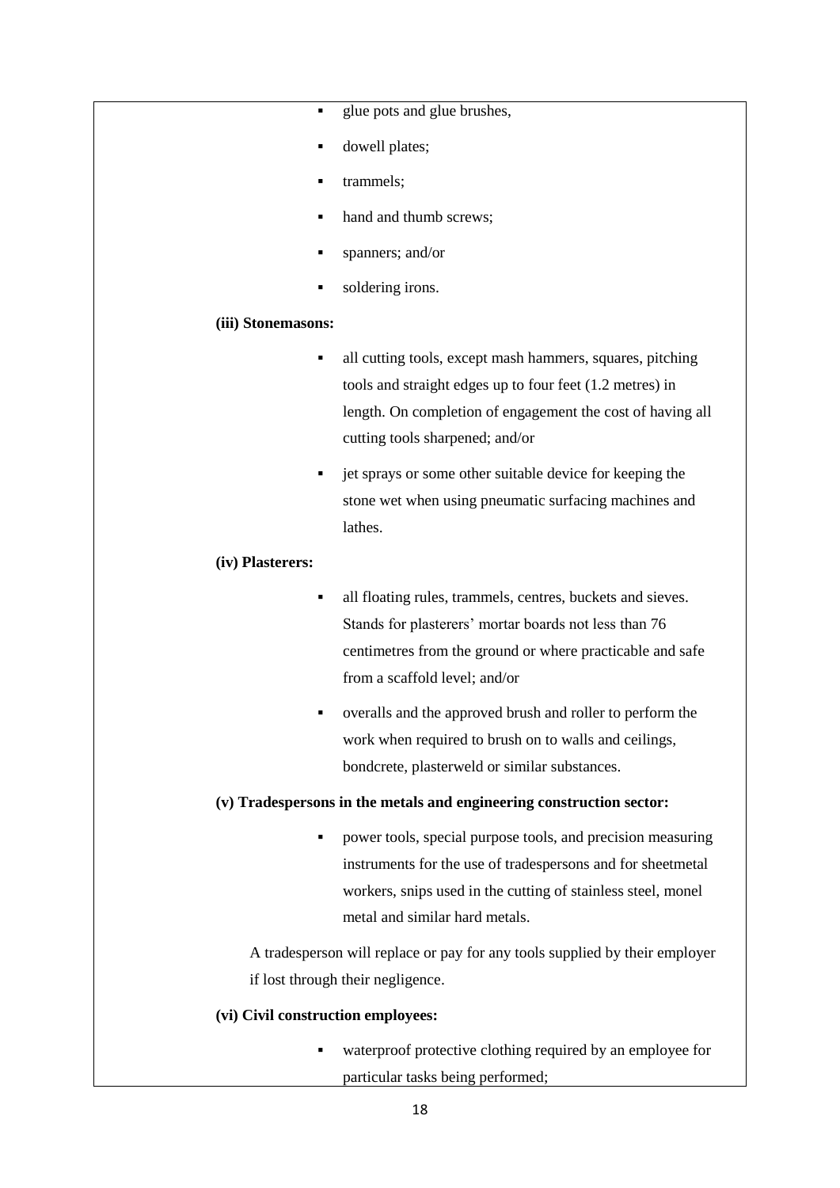- glue pots and glue brushes,
- dowell plates;
- trammels;
- hand and thumb screws;
- spanners; and/or
- soldering irons.

**(iii) Stonemasons:**

- all cutting tools, except mash hammers, squares, pitching tools and straight edges up to four feet (1.2 metres) in length. On completion of engagement the cost of having all cutting tools sharpened; and/or
- jet sprays or some other suitable device for keeping the stone wet when using pneumatic surfacing machines and lathes.

**(iv) Plasterers:**

- all floating rules, trammels, centres, buckets and sieves. Stands for plasterers' mortar boards not less than 76 centimetres from the ground or where practicable and safe from a scaffold level; and/or
- overalls and the approved brush and roller to perform the work when required to brush on to walls and ceilings, bondcrete, plasterweld or similar substances.

**(v) Tradespersons in the metals and engineering construction sector:**

- power tools, special purpose tools, and precision measuring instruments for the use of tradespersons and for sheetmetal workers, snips used in the cutting of stainless steel, monel metal and similar hard metals.

A tradesperson will replace or pay for any tools supplied by their employer if lost through their negligence.

**(vi) Civil construction employees:**

- waterproof protective clothing required by an employee for particular tasks being performed;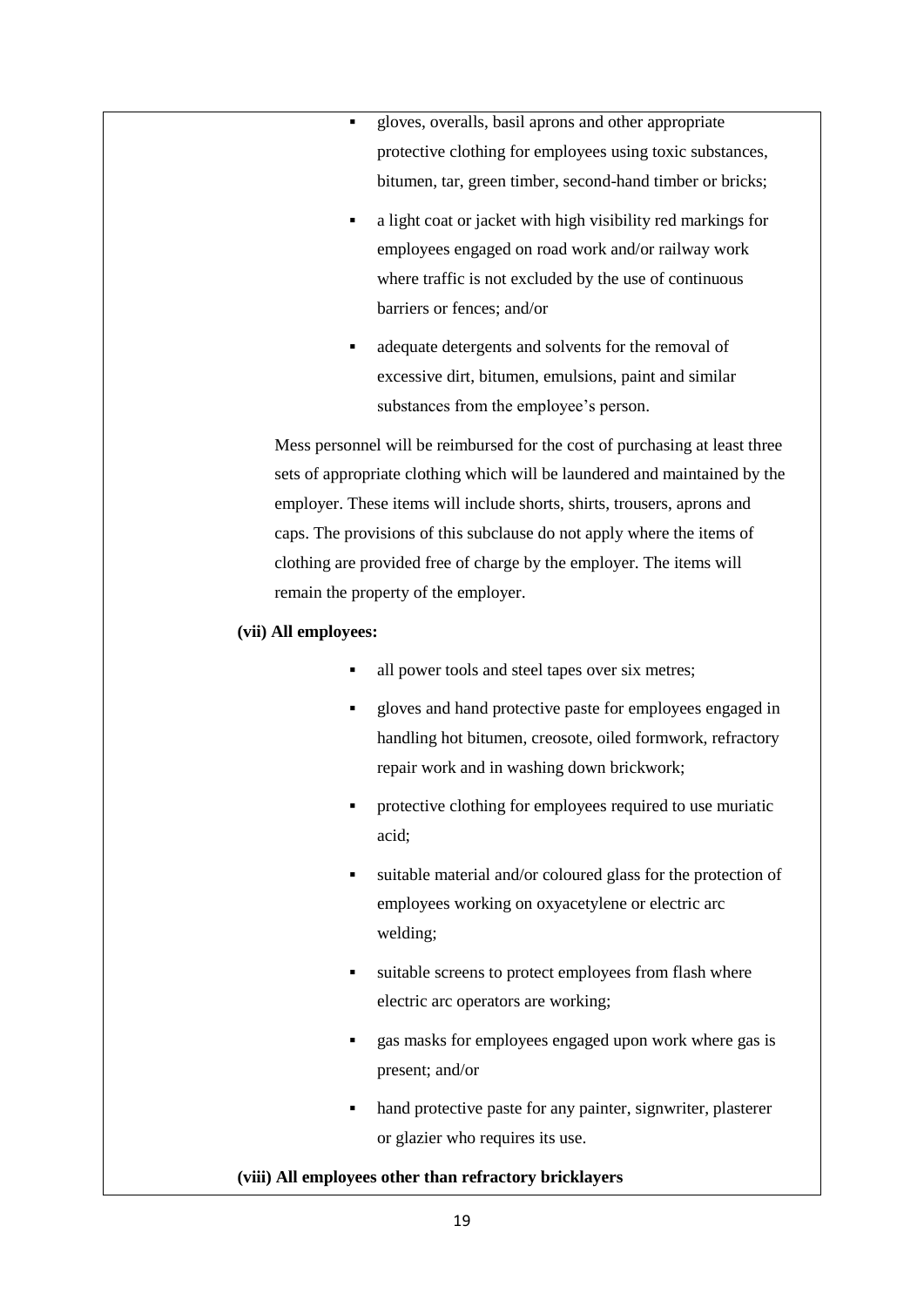- gloves, overalls, basil aprons and other appropriate protective clothing for employees using toxic substances, bitumen, tar, green timber, second-hand timber or bricks;
- a light coat or jacket with high visibility red markings for employees engaged on road work and/or railway work where traffic is not excluded by the use of continuous barriers or fences; and/or
- adequate detergents and solvents for the removal of excessive dirt, bitumen, emulsions, paint and similar substances from the employee's person.

Mess personnel will be reimbursed for the cost of purchasing at least three sets of appropriate clothing which will be laundered and maintained by the employer. These items will include shorts, shirts, trousers, aprons and caps. The provisions of this subclause do not apply where the items of clothing are provided free of charge by the employer. The items will remain the property of the employer.

**(vii) All employees:**

- all power tools and steel tapes over six metres;
- gloves and hand protective paste for employees engaged in handling hot bitumen, creosote, oiled formwork, refractory repair work and in washing down brickwork;
- protective clothing for employees required to use muriatic acid;
- suitable material and/or coloured glass for the protection of employees working on oxyacetylene or electric arc welding;
- suitable screens to protect employees from flash where electric arc operators are working;
- gas masks for employees engaged upon work where gas is present; and/or
- hand protective paste for any painter, signwriter, plasterer or glazier who requires its use.

**(viii) All employees other than refractory bricklayers**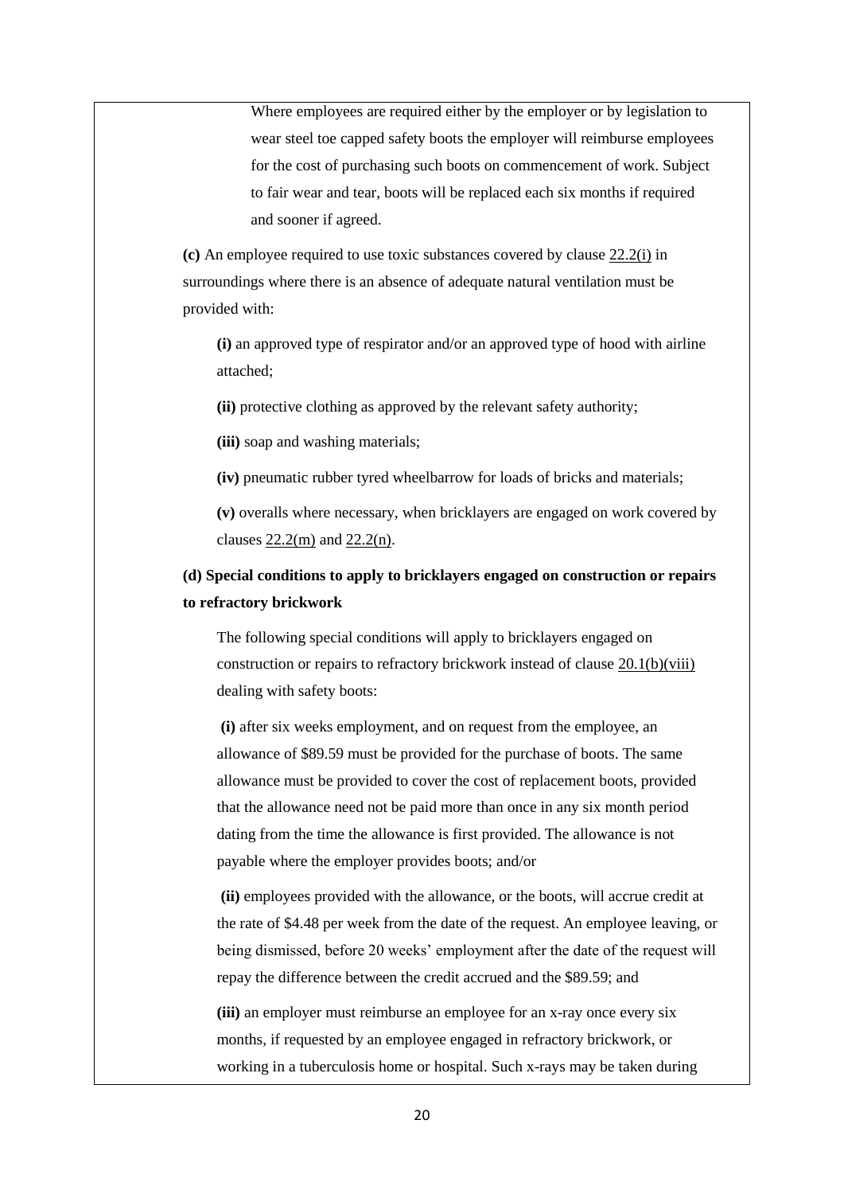Where employees are required either by the employer or by legislation to wear steel toe capped safety boots the employer will reimburse employees for the cost of purchasing such boots on commencement of work. Subject to fair wear and tear, boots will be replaced each six months if required and sooner if agreed.

**(c)** An employee required to use toxic substances covered by clause 22.2(i) in surroundings where there is an absence of adequate natural ventilation must be provided with:

**(i)** an approved type of respirator and/or an approved type of hood with airline attached;

**(ii)** protective clothing as approved by the relevant safety authority;

**(iii)** soap and washing materials;

**(iv)** pneumatic rubber tyred wheelbarrow for loads of bricks and materials;

**(v)** overalls where necessary, when bricklayers are engaged on work covered by clauses 22.2(m) and 22.2(n).

**(d) Special conditions to apply to bricklayers engaged on construction or repairs to refractory brickwork**

The following special conditions will apply to bricklayers engaged on construction or repairs to refractory brickwork instead of clause 20.1(b)(viii) dealing with safety boots:

**(i)** after six weeks employment, and on request from the employee, an allowance of $89.59 must be provided for the purchase of boots. The same allowance must be provided to cover the cost of replacement boots, provided that the allowance need not be paid more than once in any six month period dating from the time the allowance is first provided. The allowance is not payable where the employer provides boots; and/or

**(ii)** employees provided with the allowance, or the boots, will accrue credit at the rate of $4.48 per week from the date of the request. An employee leaving, or being dismissed, before 20 weeks' employment after the date of the request will repay the difference between the credit accrued and the $89.59; and

**(iii)** an employer must reimburse an employee for an x-ray once every six months, if requested by an employee engaged in refractory brickwork, or working in a tuberculosis home or hospital. Such x-rays may be taken during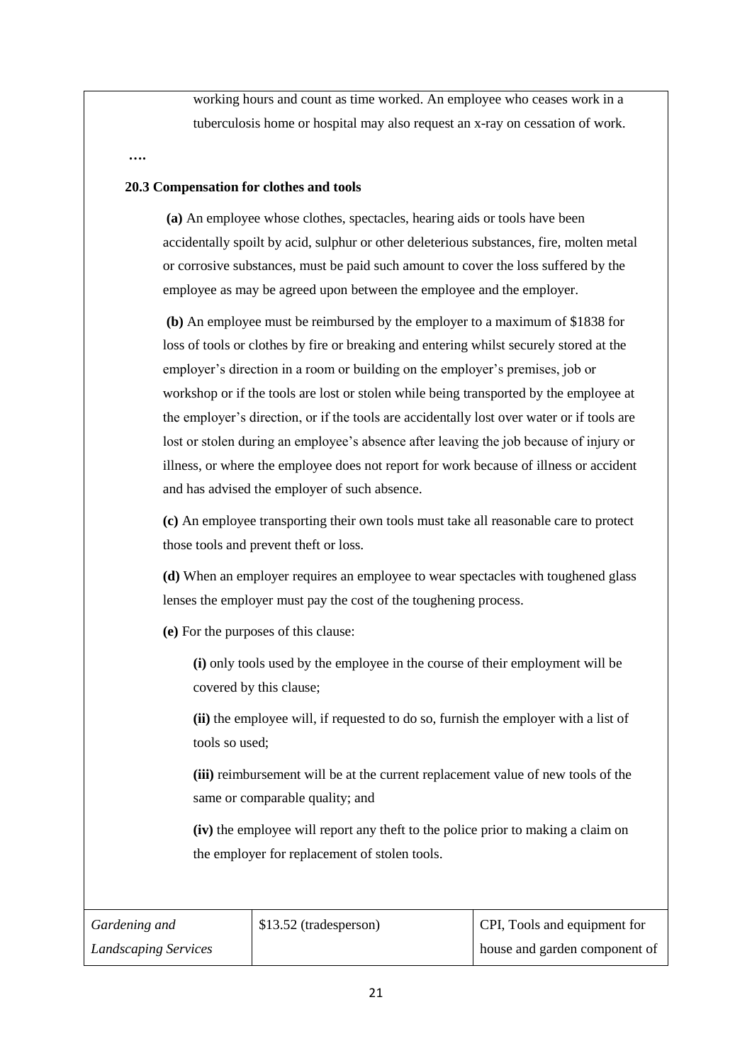working hours and count as time worked. An employee who ceases work in a tuberculosis home or hospital may also request an x-ray on cessation of work.

**….**

**20.3 Compensation for clothes and tools**

**(a)** An employee whose clothes, spectacles, hearing aids or tools have been accidentally spoilt by acid, sulphur or other deleterious substances, fire, molten metal or corrosive substances, must be paid such amount to cover the loss suffered by the employee as may be agreed upon between the employee and the employer.

**(b)** An employee must be reimbursed by the employer to a maximum of $1838 for loss of tools or clothes by fire or breaking and entering whilst securely stored at the employer's direction in a room or building on the employer's premises, job or workshop or if the tools are lost or stolen while being transported by the employee at the employer's direction, or if the tools are accidentally lost over water or if tools are lost or stolen during an employee's absence after leaving the job because of injury or illness, or where the employee does not report for work because of illness or accident and has advised the employer of such absence.

**(c)** An employee transporting their own tools must take all reasonable care to protect those tools and prevent theft or loss.

**(d)** When an employer requires an employee to wear spectacles with toughened glass lenses the employer must pay the cost of the toughening process.

**(e)** For the purposes of this clause:

**(i)** only tools used by the employee in the course of their employment will be covered by this clause;

**(ii)** the employee will, if requested to do so, furnish the employer with a list of tools so used;

**(iii)** reimbursement will be at the current replacement value of new tools of the same or comparable quality; and

**(iv)** the employee will report any theft to the police prior to making a claim on the employer for replacement of stolen tools.

| *Gardening and Landscaping Services* | $13.52 (tradesperson) | CPI, Tools and equipment for house and garden component of |
|---|---|---|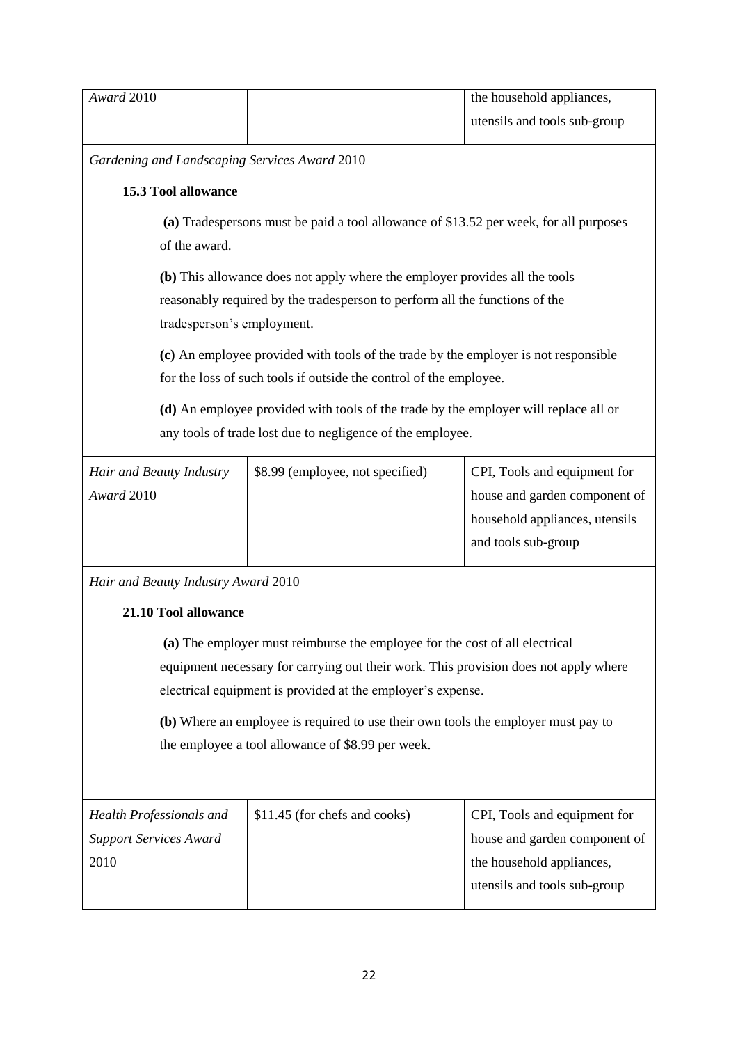| | | |
|---|---|---|
| *Award* 2010 | | the household appliances, utensils and tools sub-group |

*Gardening and Landscaping Services Award* 2010

**15.3 Tool allowance**

**(a)** Tradespersons must be paid a tool allowance of $13.52 per week, for all purposes of the award.

**(b)** This allowance does not apply where the employer provides all the tools reasonably required by the tradesperson to perform all the functions of the tradesperson's employment.

**(c)** An employee provided with tools of the trade by the employer is not responsible for the loss of such tools if outside the control of the employee.

**(d)** An employee provided with tools of the trade by the employer will replace all or any tools of trade lost due to negligence of the employee.

| | | |
|---|---|---|
| *Hair and Beauty Industry Award* 2010 | $8.99 (employee, not specified) | CPI, Tools and equipment for house and garden component of household appliances, utensils and tools sub-group |

*Hair and Beauty Industry Award* 2010

**21.10 Tool allowance**

**(a)** The employer must reimburse the employee for the cost of all electrical equipment necessary for carrying out their work. This provision does not apply where electrical equipment is provided at the employer's expense.

**(b)** Where an employee is required to use their own tools the employer must pay to the employee a tool allowance of $8.99 per week.

| | | |
|---|---|---|
| *Health Professionals and Support Services Award* 2010 | $11.45 (for chefs and cooks) | CPI, Tools and equipment for house and garden component of the household appliances, utensils and tools sub-group |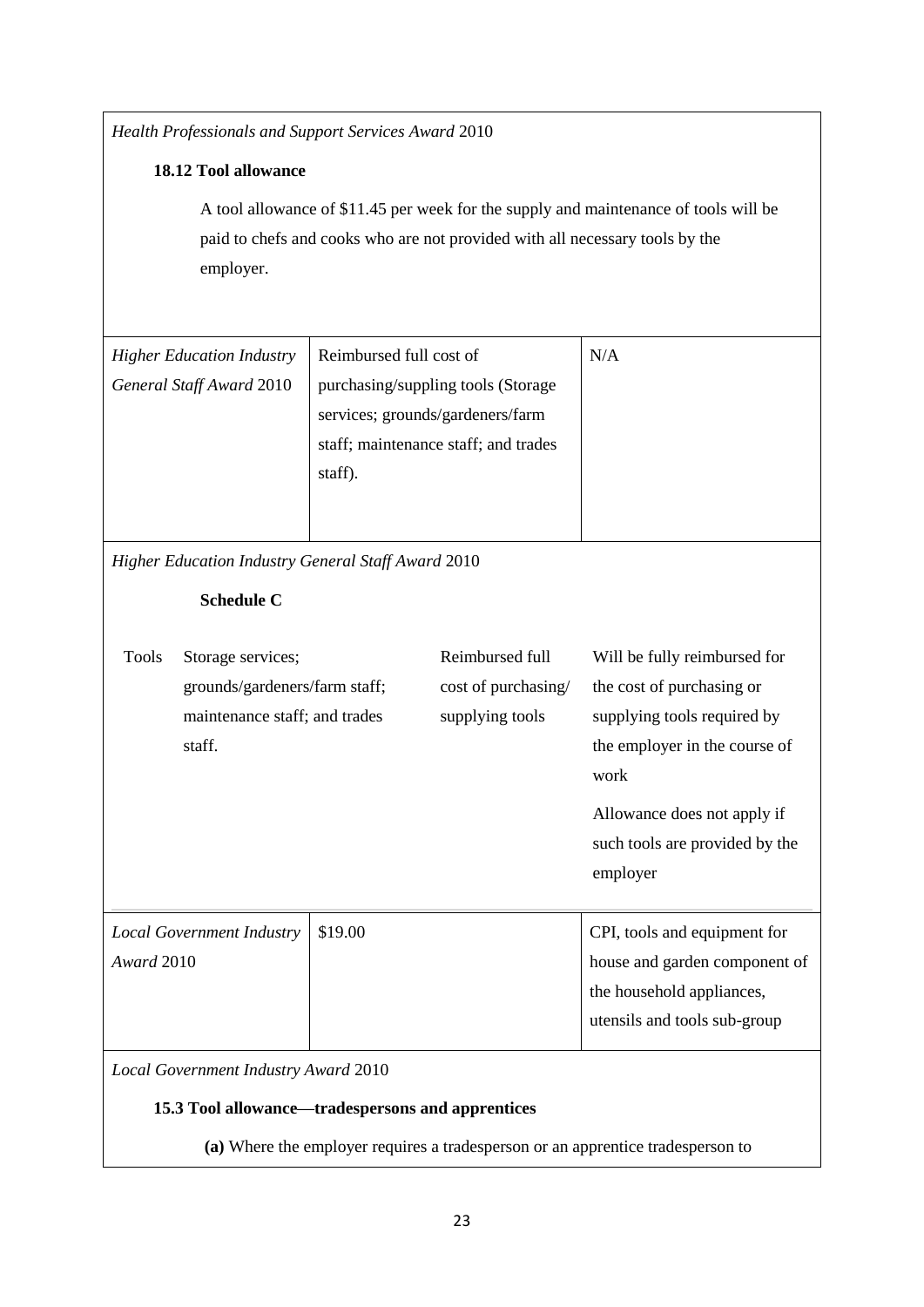| | | |
|---|---|---|
| *Health Professionals and Support Services Award* 2010<br><br>**18.12 Tool allowance**<br><br>A tool allowance of $11.45 per week for the supply and maintenance of tools will be paid to chefs and cooks who are not provided with all necessary tools by the employer. | | |
| *Higher Education Industry General Staff Award* 2010 | Reimbursed full cost of purchasing/suppling tools (Storage services; grounds/gardeners/farm staff; maintenance staff; and trades staff). | N/A |
| *Higher Education Industry General Staff Award* 2010<br><br>**Schedule C**<br><br>Tools — Storage services; grounds/gardeners/farm staff; maintenance staff; and trades staff. — Reimbursed full cost of purchasing/ supplying tools — Will be fully reimbursed for the cost of purchasing or supplying tools required by the employer in the course of work<br><br>Allowance does not apply if such tools are provided by the employer | | |
| *Local Government Industry Award* 2010 | $19.00 | CPI, tools and equipment for house and garden component of the household appliances, utensils and tools sub-group |
| *Local Government Industry Award* 2010<br><br>**15.3 Tool allowance—tradespersons and apprentices**<br><br>**(a)** Where the employer requires a tradesperson or an apprentice tradesperson to | | |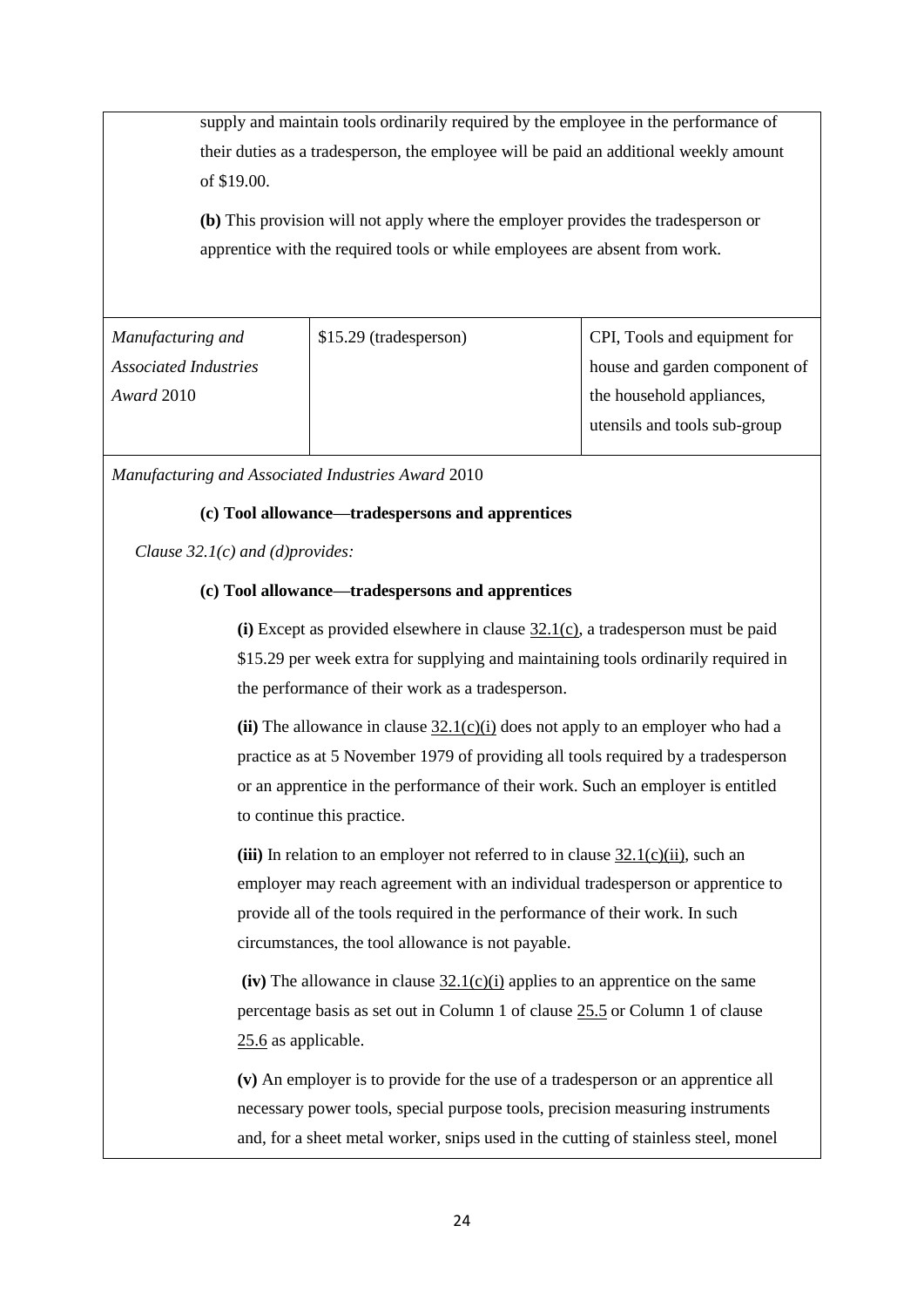supply and maintain tools ordinarily required by the employee in the performance of their duties as a tradesperson, the employee will be paid an additional weekly amount of $19.00.

**(b)** This provision will not apply where the employer provides the tradesperson or apprentice with the required tools or while employees are absent from work.

| | | |
|---|---|---|
| *Manufacturing and Associated Industries Award* 2010 | $15.29 (tradesperson) | CPI, Tools and equipment for house and garden component of the household appliances, utensils and tools sub-group |

*Manufacturing and Associated Industries Award* 2010

**(c) Tool allowance—tradespersons and apprentices**

*Clause 32.1(c) and (d)provides:*

**(c) Tool allowance—tradespersons and apprentices**

**(i)** Except as provided elsewhere in clause 32.1(c), a tradesperson must be paid $15.29 per week extra for supplying and maintaining tools ordinarily required in the performance of their work as a tradesperson.

**(ii)** The allowance in clause 32.1(c)(i) does not apply to an employer who had a practice as at 5 November 1979 of providing all tools required by a tradesperson or an apprentice in the performance of their work. Such an employer is entitled to continue this practice.

**(iii)** In relation to an employer not referred to in clause 32.1(c)(ii), such an employer may reach agreement with an individual tradesperson or apprentice to provide all of the tools required in the performance of their work. In such circumstances, the tool allowance is not payable.

**(iv)** The allowance in clause 32.1(c)(i) applies to an apprentice on the same percentage basis as set out in Column 1 of clause 25.5 or Column 1 of clause 25.6 as applicable.

**(v)** An employer is to provide for the use of a tradesperson or an apprentice all necessary power tools, special purpose tools, precision measuring instruments and, for a sheet metal worker, snips used in the cutting of stainless steel, monel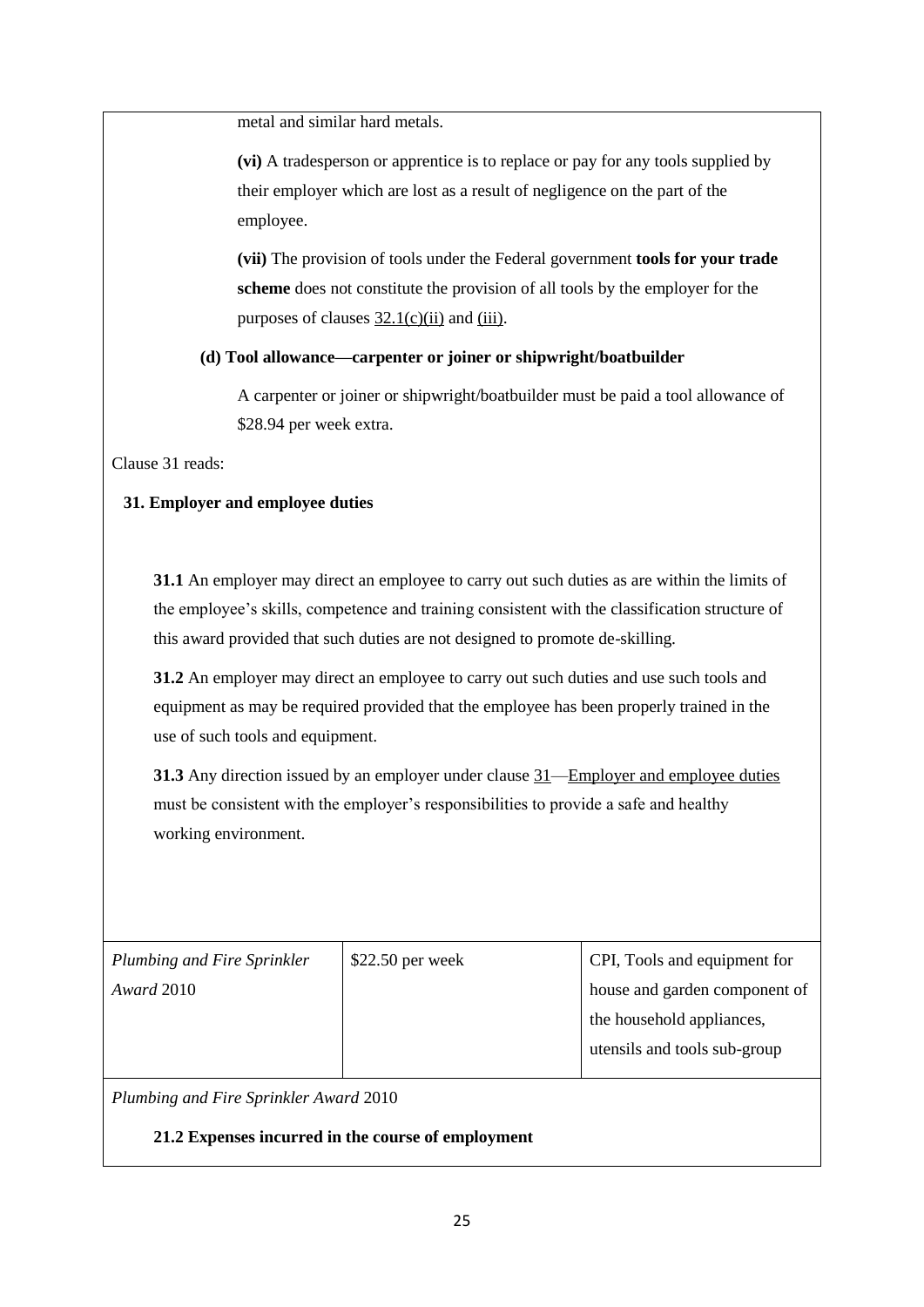metal and similar hard metals.

**(vi)** A tradesperson or apprentice is to replace or pay for any tools supplied by their employer which are lost as a result of negligence on the part of the employee.

**(vii)** The provision of tools under the Federal government **tools for your trade scheme** does not constitute the provision of all tools by the employer for the purposes of clauses 32.1(c)(ii) and (iii).

**(d) Tool allowance—carpenter or joiner or shipwright/boatbuilder**

A carpenter or joiner or shipwright/boatbuilder must be paid a tool allowance of $28.94 per week extra.

Clause 31 reads:

**31. Employer and employee duties**

**31.1** An employer may direct an employee to carry out such duties as are within the limits of the employee's skills, competence and training consistent with the classification structure of this award provided that such duties are not designed to promote de-skilling.

**31.2** An employer may direct an employee to carry out such duties and use such tools and equipment as may be required provided that the employee has been properly trained in the use of such tools and equipment.

**31.3** Any direction issued by an employer under clause 31—Employer and employee duties must be consistent with the employer's responsibilities to provide a safe and healthy working environment.

| *Plumbing and Fire Sprinkler Award* 2010 | $22.50 per week | CPI, Tools and equipment for house and garden component of the household appliances, utensils and tools sub-group |
|---|---|---|

*Plumbing and Fire Sprinkler Award* 2010

**21.2 Expenses incurred in the course of employment**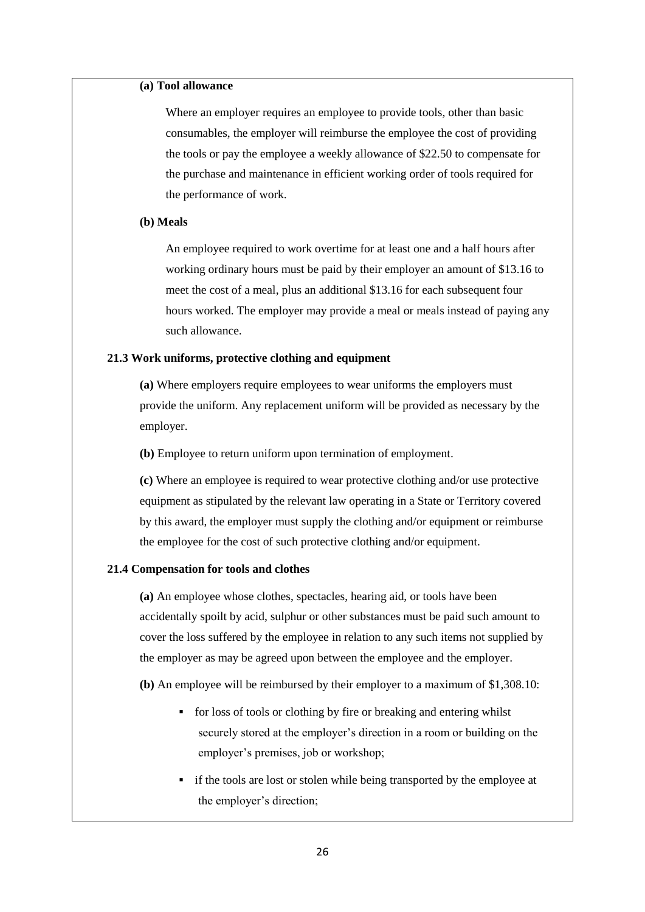**(a) Tool allowance**

Where an employer requires an employee to provide tools, other than basic consumables, the employer will reimburse the employee the cost of providing the tools or pay the employee a weekly allowance of $22.50 to compensate for the purchase and maintenance in efficient working order of tools required for the performance of work.

**(b) Meals**

An employee required to work overtime for at least one and a half hours after working ordinary hours must be paid by their employer an amount of $13.16 to meet the cost of a meal, plus an additional $13.16 for each subsequent four hours worked. The employer may provide a meal or meals instead of paying any such allowance.

**21.3 Work uniforms, protective clothing and equipment**

**(a)** Where employers require employees to wear uniforms the employers must provide the uniform. Any replacement uniform will be provided as necessary by the employer.

**(b)** Employee to return uniform upon termination of employment.

**(c)** Where an employee is required to wear protective clothing and/or use protective equipment as stipulated by the relevant law operating in a State or Territory covered by this award, the employer must supply the clothing and/or equipment or reimburse the employee for the cost of such protective clothing and/or equipment.

**21.4 Compensation for tools and clothes**

**(a)** An employee whose clothes, spectacles, hearing aid, or tools have been accidentally spoilt by acid, sulphur or other substances must be paid such amount to cover the loss suffered by the employee in relation to any such items not supplied by the employer as may be agreed upon between the employee and the employer.

**(b)** An employee will be reimbursed by their employer to a maximum of $1,308.10:

- for loss of tools or clothing by fire or breaking and entering whilst securely stored at the employer's direction in a room or building on the employer's premises, job or workshop;
- if the tools are lost or stolen while being transported by the employee at the employer's direction;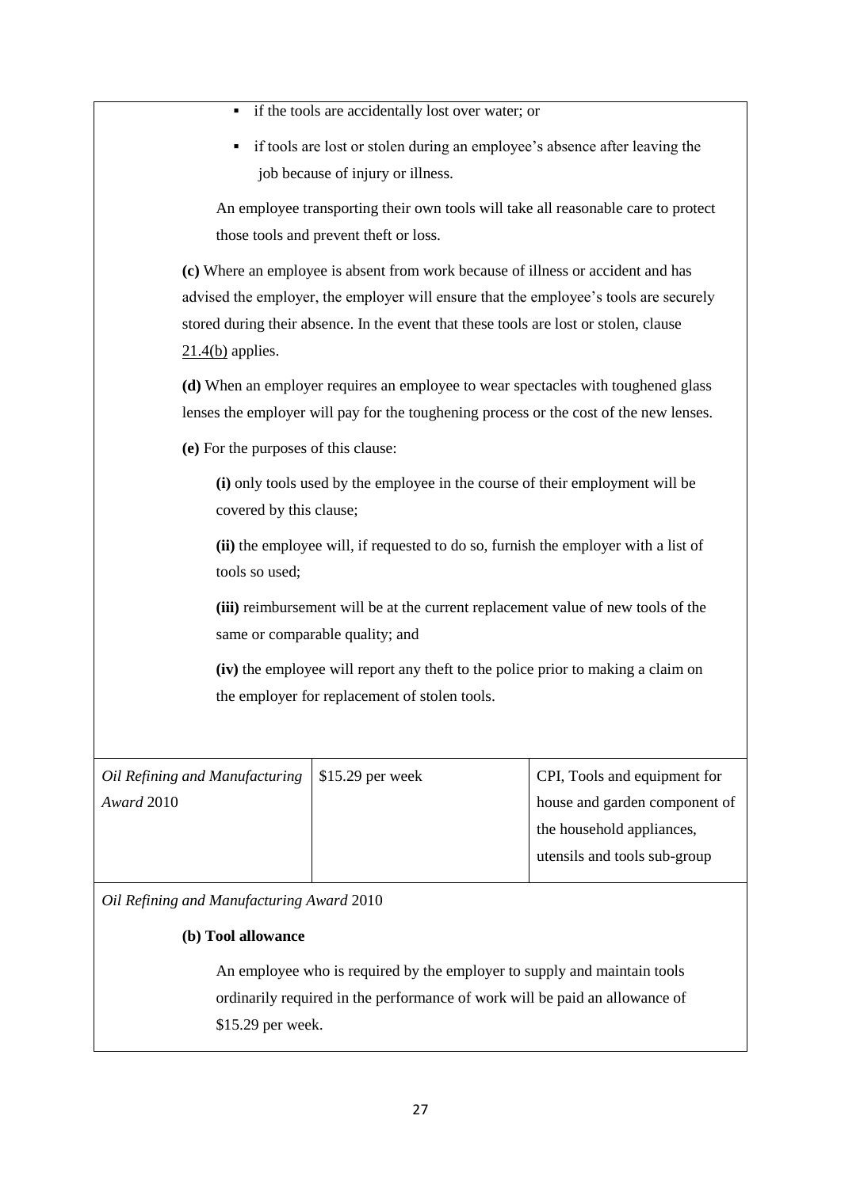- if the tools are accidentally lost over water; or
- if tools are lost or stolen during an employee's absence after leaving the job because of injury or illness.

An employee transporting their own tools will take all reasonable care to protect those tools and prevent theft or loss.

**(c)** Where an employee is absent from work because of illness or accident and has advised the employer, the employer will ensure that the employee's tools are securely stored during their absence. In the event that these tools are lost or stolen, clause 21.4(b) applies.

**(d)** When an employer requires an employee to wear spectacles with toughened glass lenses the employer will pay for the toughening process or the cost of the new lenses.

**(e)** For the purposes of this clause:

**(i)** only tools used by the employee in the course of their employment will be covered by this clause;

**(ii)** the employee will, if requested to do so, furnish the employer with a list of tools so used;

**(iii)** reimbursement will be at the current replacement value of new tools of the same or comparable quality; and

**(iv)** the employee will report any theft to the police prior to making a claim on the employer for replacement of stolen tools.

| | | |
|---|---|---|
| *Oil Refining and Manufacturing Award* 2010 | $15.29 per week | CPI, Tools and equipment for house and garden component of the household appliances, utensils and tools sub-group |

*Oil Refining and Manufacturing Award* 2010

**(b) Tool allowance**

An employee who is required by the employer to supply and maintain tools ordinarily required in the performance of work will be paid an allowance of $15.29 per week.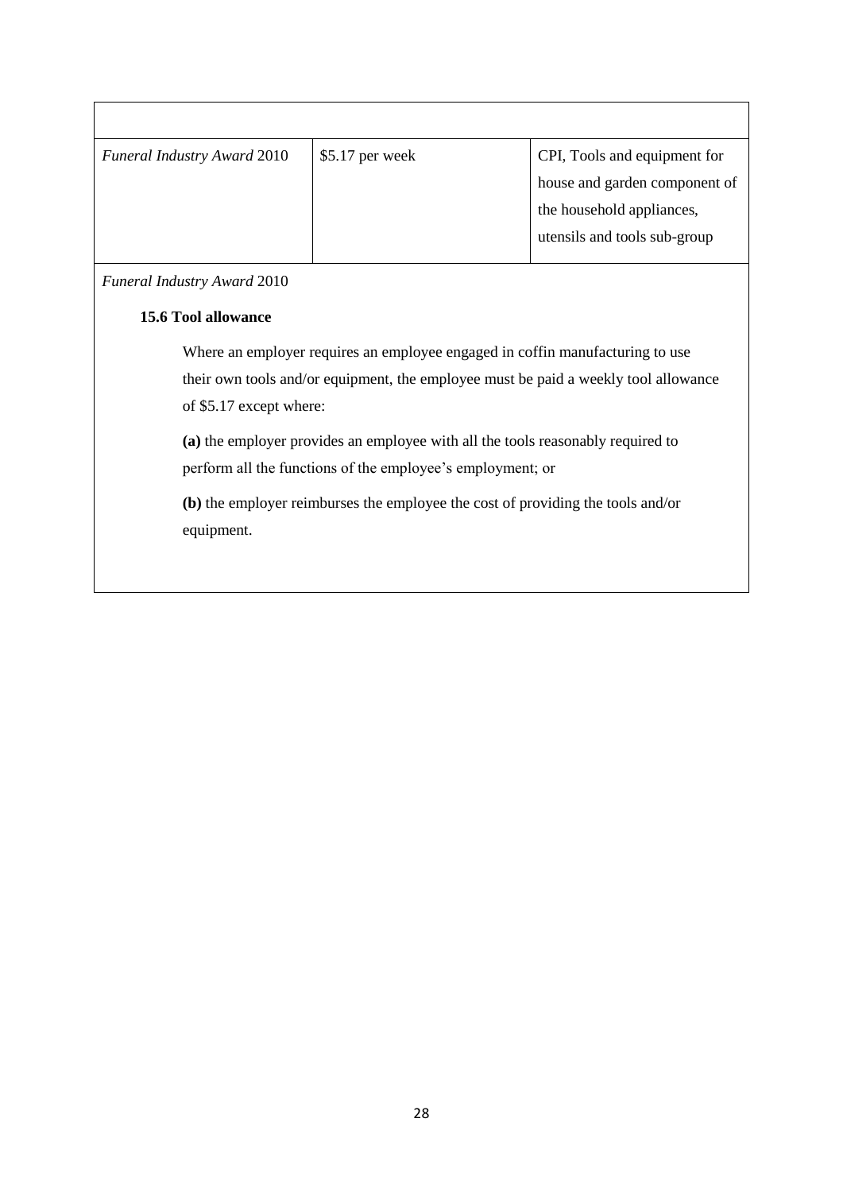| | | |
|---|---|---|
| *Funeral Industry Award* 2010 | $5.17 per week | CPI, Tools and equipment for house and garden component of the household appliances, utensils and tools sub-group |

*Funeral Industry Award* 2010

**15.6 Tool allowance**

Where an employer requires an employee engaged in coffin manufacturing to use their own tools and/or equipment, the employee must be paid a weekly tool allowance of $5.17 except where:

**(a)** the employer provides an employee with all the tools reasonably required to perform all the functions of the employee's employment; or

**(b)** the employer reimburses the employee the cost of providing the tools and/or equipment.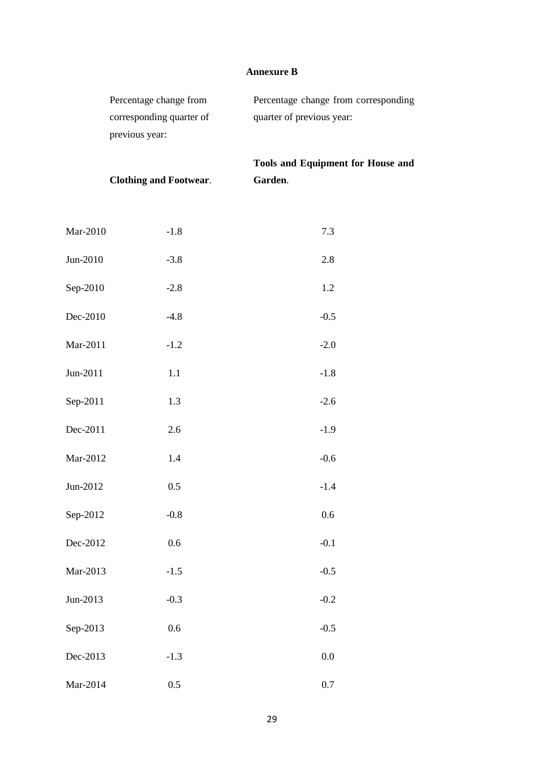**Annexure B**

| | Percentage change from corresponding quarter of previous year: **Clothing and Footwear**. | Percentage change from corresponding quarter of previous year: **Tools and Equipment for House and Garden**. |
|---|---|---|
| Mar-2010 | -1.8 | 7.3 |
| Jun-2010 | -3.8 | 2.8 |
| Sep-2010 | -2.8 | 1.2 |
| Dec-2010 | -4.8 | -0.5 |
| Mar-2011 | -1.2 | -2.0 |
| Jun-2011 | 1.1 | -1.8 |
| Sep-2011 | 1.3 | -2.6 |
| Dec-2011 | 2.6 | -1.9 |
| Mar-2012 | 1.4 | -0.6 |
| Jun-2012 | 0.5 | -1.4 |
| Sep-2012 | -0.8 | 0.6 |
| Dec-2012 | 0.6 | -0.1 |
| Mar-2013 | -1.5 | -0.5 |
| Jun-2013 | -0.3 | -0.2 |
| Sep-2013 | 0.6 | -0.5 |
| Dec-2013 | -1.3 | 0.0 |
| Mar-2014 | 0.5 | 0.7 |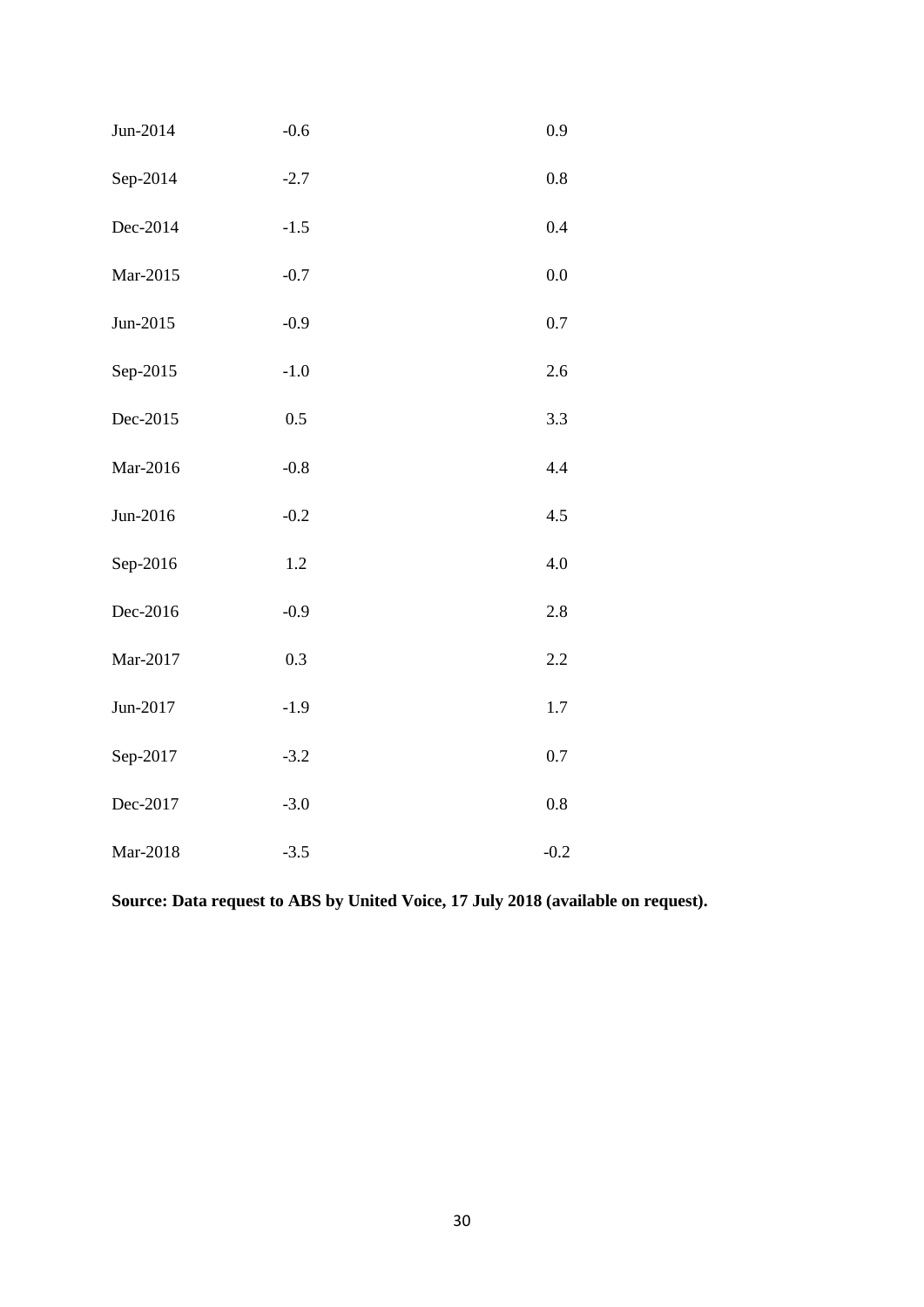| | | |
|---|---|---|
| Jun-2014 | -0.6 | 0.9 |
| Sep-2014 | -2.7 | 0.8 |
| Dec-2014 | -1.5 | 0.4 |
| Mar-2015 | -0.7 | 0.0 |
| Jun-2015 | -0.9 | 0.7 |
| Sep-2015 | -1.0 | 2.6 |
| Dec-2015 | 0.5 | 3.3 |
| Mar-2016 | -0.8 | 4.4 |
| Jun-2016 | -0.2 | 4.5 |
| Sep-2016 | 1.2 | 4.0 |
| Dec-2016 | -0.9 | 2.8 |
| Mar-2017 | 0.3 | 2.2 |
| Jun-2017 | -1.9 | 1.7 |
| Sep-2017 | -3.2 | 0.7 |
| Dec-2017 | -3.0 | 0.8 |
| Mar-2018 | -3.5 | -0.2 |

**Source: Data request to ABS by United Voice, 17 July 2018 (available on request).**